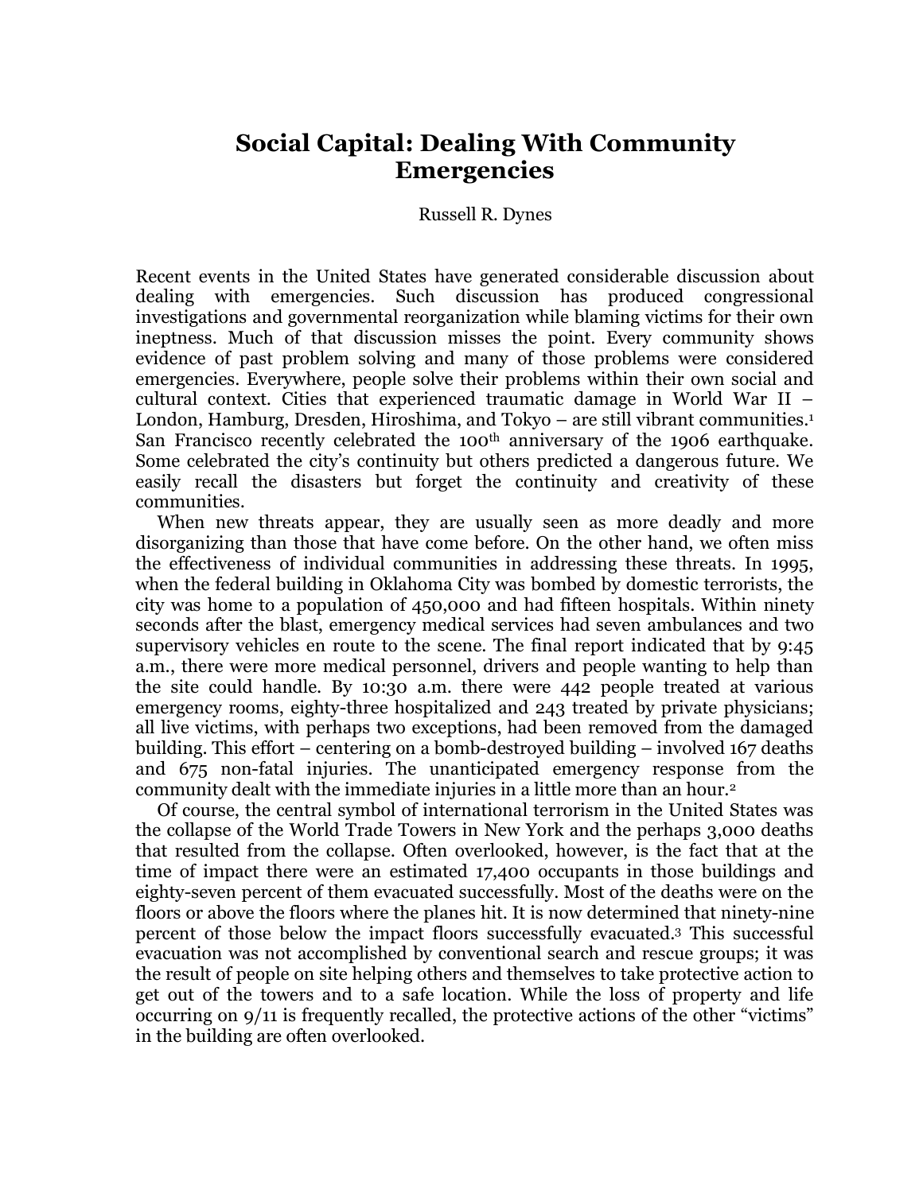# Social Capital: Dealing With Community Emergencies

Russell R. Dynes

Recent events in the United States have generated considerable discussion about dealing with emergencies. Such discussion has produced congressional investigations and governmental reorganization while blaming victims for their own ineptness. Much of that discussion misses the point. Every community shows evidence of past problem solving and many of those problems were considered emergencies. Everywhere, people solve their problems within their own social and cultural context. Cities that experienced traumatic damage in World War II – London, Hamburg, Dresden, Hiroshima, and Tokyo – are still vibrant communities.[1] San Francisco recently celebrated the 100th anniversary of the 1906 earthquake. Some celebrated the city's continuity but others predicted a dangerous future. We easily recall the disasters but forget the continuity and creativity of these communities.

When new threats appear, they are usually seen as more deadly and more disorganizing than those that have come before. On the other hand, we often miss the effectiveness of individual communities in addressing these threats. In 1995, when the federal building in Oklahoma City was bombed by domestic terrorists, the city was home to a population of 450,000 and had fifteen hospitals. Within ninety seconds after the blast, emergency medical services had seven ambulances and two supervisory vehicles en route to the scene. The final report indicated that by 9:45 a.m., there were more medical personnel, drivers and people wanting to help than the site could handle. By 10:30 a.m. there were 442 people treated at various emergency rooms, eighty-three hospitalized and 243 treated by private physicians; all live victims, with perhaps two exceptions, had been removed from the damaged building. This effort – centering on a bomb-destroyed building – involved 167 deaths and 675 non-fatal injuries. The unanticipated emergency response from the community dealt with the immediate injuries in a little more than an hour.[2]

Of course, the central symbol of international terrorism in the United States was the collapse of the World Trade Towers in New York and the perhaps 3,000 deaths that resulted from the collapse. Often overlooked, however, is the fact that at the time of impact there were an estimated 17,400 occupants in those buildings and eighty-seven percent of them evacuated successfully. Most of the deaths were on the floors or above the floors where the planes hit. It is now determined that ninety-nine percent of those below the impact floors successfully evacuated.[3] This successful evacuation was not accomplished by conventional search and rescue groups; it was the result of people on site helping others and themselves to take protective action to get out of the towers and to a safe location. While the loss of property and life occurring on 9/11 is frequently recalled, the protective actions of the other "victims" in the building are often overlooked.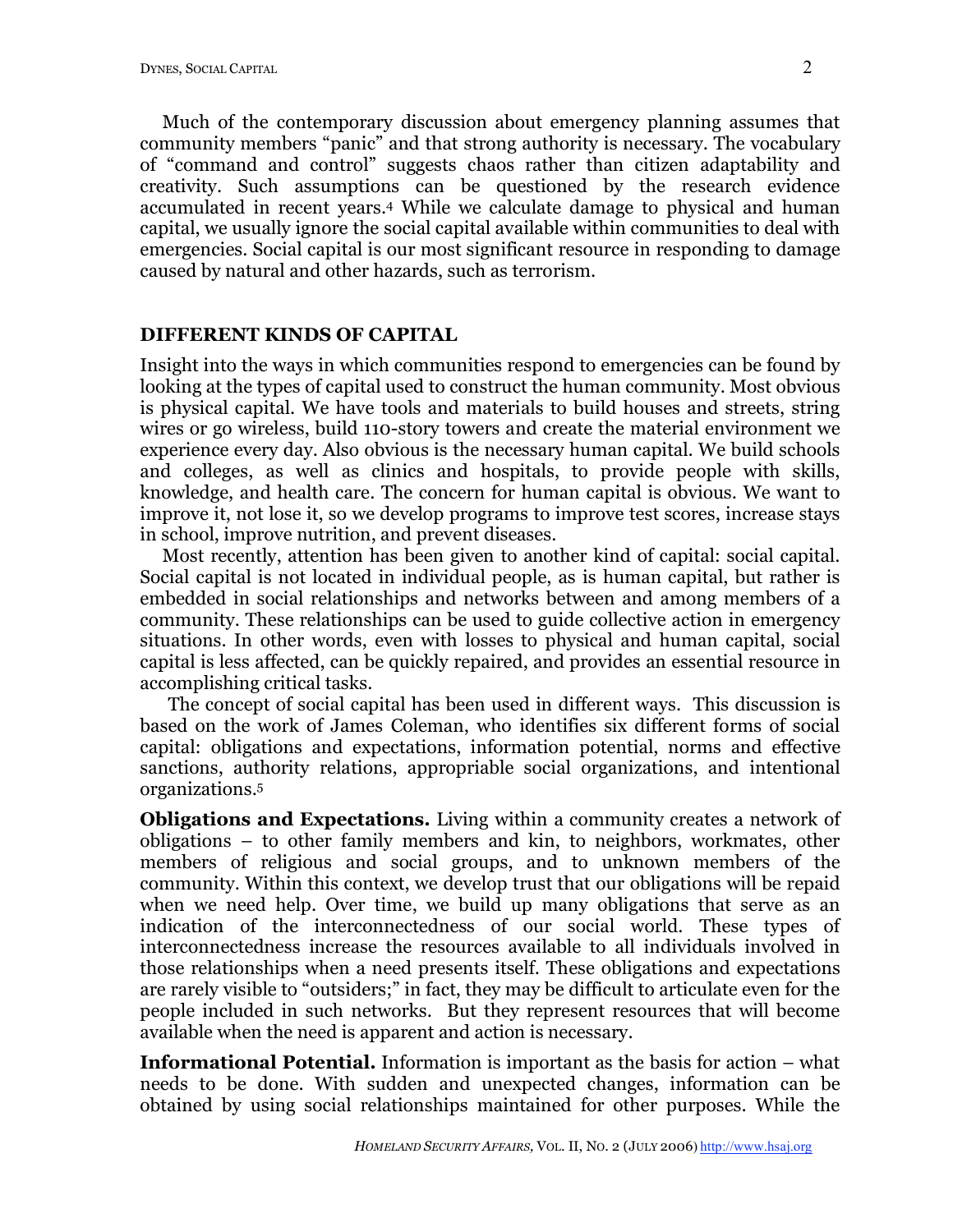Much of the contemporary discussion about emergency planning assumes that community members "panic" and that strong authority is necessary. The vocabulary of "command and control" suggests chaos rather than citizen adaptability and creativity. Such assumptions can be questioned by the research evidence accumulated in recent years.[4] While we calculate damage to physical and human capital, we usually ignore the social capital available within communities to deal with emergencies. Social capital is our most significant resource in responding to damage caused by natural and other hazards, such as terrorism.

## DIFFERENT KINDS OF CAPITAL

Insight into the ways in which communities respond to emergencies can be found by looking at the types of capital used to construct the human community. Most obvious is physical capital. We have tools and materials to build houses and streets, string wires or go wireless, build 110-story towers and create the material environment we experience every day. Also obvious is the necessary human capital. We build schools and colleges, as well as clinics and hospitals, to provide people with skills, knowledge, and health care. The concern for human capital is obvious. We want to improve it, not lose it, so we develop programs to improve test scores, increase stays in school, improve nutrition, and prevent diseases.

Most recently, attention has been given to another kind of capital: social capital. Social capital is not located in individual people, as is human capital, but rather is embedded in social relationships and networks between and among members of a community. These relationships can be used to guide collective action in emergency situations. In other words, even with losses to physical and human capital, social capital is less affected, can be quickly repaired, and provides an essential resource in accomplishing critical tasks.

The concept of social capital has been used in different ways. This discussion is based on the work of James Coleman, who identifies six different forms of social capital: obligations and expectations, information potential, norms and effective sanctions, authority relations, appropriable social organizations, and intentional organizations.[5]

**Obligations and Expectations.** Living within a community creates a network of obligations – to other family members and kin, to neighbors, workmates, other members of religious and social groups, and to unknown members of the community. Within this context, we develop trust that our obligations will be repaid when we need help. Over time, we build up many obligations that serve as an indication of the interconnectedness of our social world. These types of interconnectedness increase the resources available to all individuals involved in those relationships when a need presents itself. These obligations and expectations are rarely visible to "outsiders;" in fact, they may be difficult to articulate even for the people included in such networks. But they represent resources that will become available when the need is apparent and action is necessary.

**Informational Potential.** Information is important as the basis for action – what needs to be done. With sudden and unexpected changes, information can be obtained by using social relationships maintained for other purposes. While the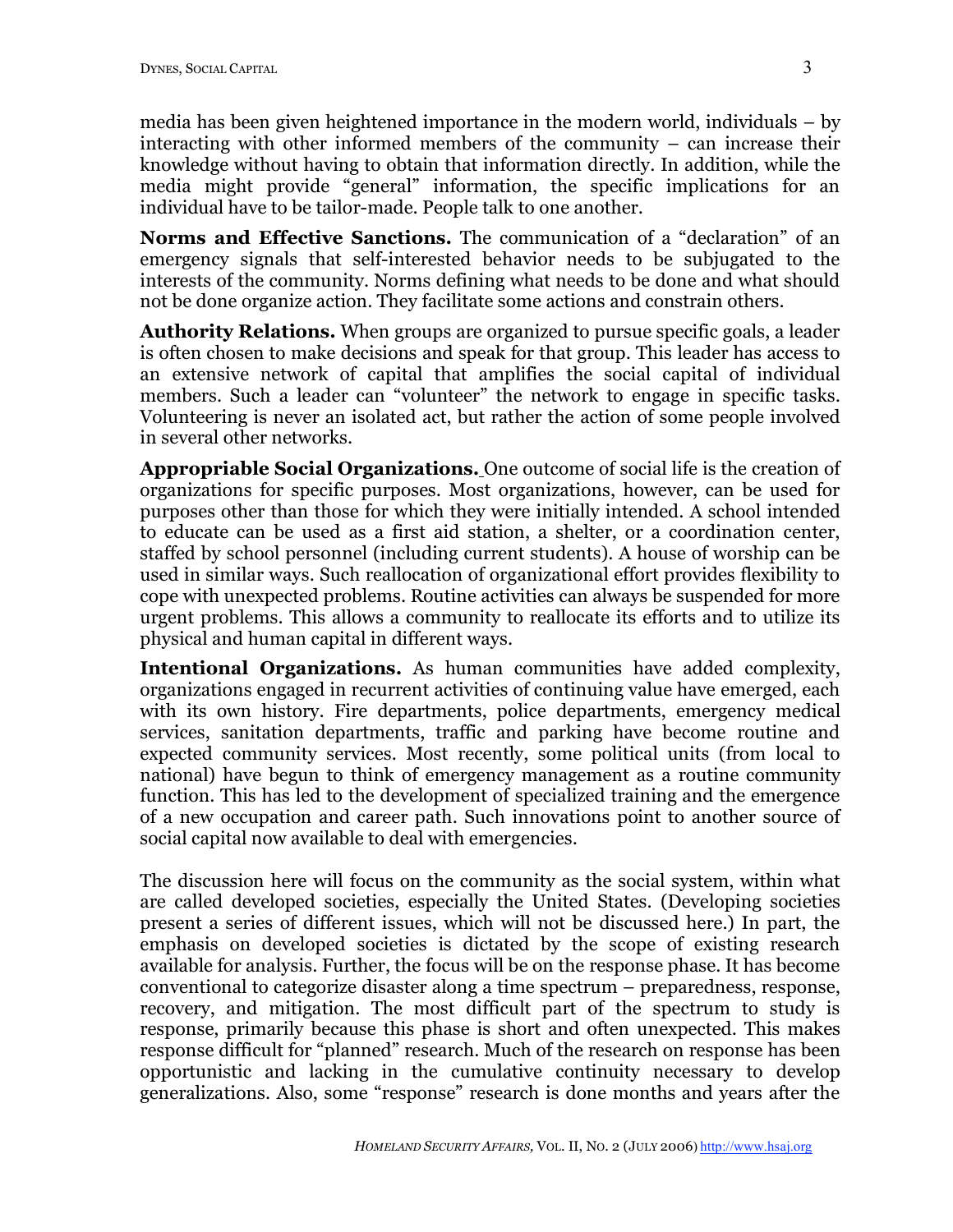media has been given heightened importance in the modern world, individuals – by interacting with other informed members of the community – can increase their knowledge without having to obtain that information directly. In addition, while the media might provide "general" information, the specific implications for an individual have to be tailor-made. People talk to one another.

**Norms and Effective Sanctions.** The communication of a "declaration" of an emergency signals that self-interested behavior needs to be subjugated to the interests of the community. Norms defining what needs to be done and what should not be done organize action. They facilitate some actions and constrain others.

**Authority Relations.** When groups are organized to pursue specific goals, a leader is often chosen to make decisions and speak for that group. This leader has access to an extensive network of capital that amplifies the social capital of individual members. Such a leader can "volunteer" the network to engage in specific tasks. Volunteering is never an isolated act, but rather the action of some people involved in several other networks.

**Appropriable Social Organizations.** One outcome of social life is the creation of organizations for specific purposes. Most organizations, however, can be used for purposes other than those for which they were initially intended. A school intended to educate can be used as a first aid station, a shelter, or a coordination center, staffed by school personnel (including current students). A house of worship can be used in similar ways. Such reallocation of organizational effort provides flexibility to cope with unexpected problems. Routine activities can always be suspended for more urgent problems. This allows a community to reallocate its efforts and to utilize its physical and human capital in different ways.

**Intentional Organizations.** As human communities have added complexity, organizations engaged in recurrent activities of continuing value have emerged, each with its own history. Fire departments, police departments, emergency medical services, sanitation departments, traffic and parking have become routine and expected community services. Most recently, some political units (from local to national) have begun to think of emergency management as a routine community function. This has led to the development of specialized training and the emergence of a new occupation and career path. Such innovations point to another source of social capital now available to deal with emergencies.

The discussion here will focus on the community as the social system, within what are called developed societies, especially the United States. (Developing societies present a series of different issues, which will not be discussed here.) In part, the emphasis on developed societies is dictated by the scope of existing research available for analysis. Further, the focus will be on the response phase. It has become conventional to categorize disaster along a time spectrum – preparedness, response, recovery, and mitigation. The most difficult part of the spectrum to study is response, primarily because this phase is short and often unexpected. This makes response difficult for "planned" research. Much of the research on response has been opportunistic and lacking in the cumulative continuity necessary to develop generalizations. Also, some "response" research is done months and years after the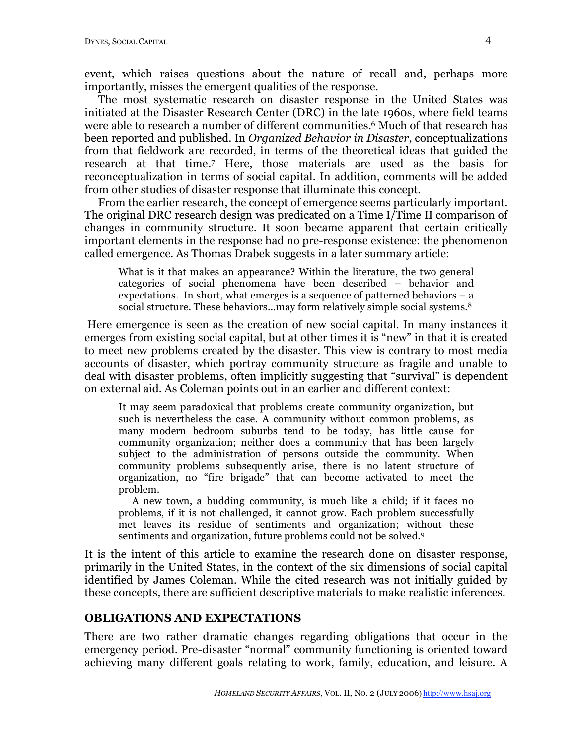event, which raises questions about the nature of recall and, perhaps more importantly, misses the emergent qualities of the response.

The most systematic research on disaster response in the United States was initiated at the Disaster Research Center (DRC) in the late 1960s, where field teams were able to research a number of different communities.[6] Much of that research has been reported and published. In *Organized Behavior in Disaster*, conceptualizations from that fieldwork are recorded, in terms of the theoretical ideas that guided the research at that time.[7] Here, those materials are used as the basis for reconceptualization in terms of social capital. In addition, comments will be added from other studies of disaster response that illuminate this concept.

From the earlier research, the concept of emergence seems particularly important. The original DRC research design was predicated on a Time I/Time II comparison of changes in community structure. It soon became apparent that certain critically important elements in the response had no pre-response existence: the phenomenon called emergence. As Thomas Drabek suggests in a later summary article:

> What is it that makes an appearance? Within the literature, the two general categories of social phenomena have been described – behavior and expectations. In short, what emerges is a sequence of patterned behaviors – a social structure. These behaviors…may form relatively simple social systems.[8]

Here emergence is seen as the creation of new social capital. In many instances it emerges from existing social capital, but at other times it is "new" in that it is created to meet new problems created by the disaster. This view is contrary to most media accounts of disaster, which portray community structure as fragile and unable to deal with disaster problems, often implicitly suggesting that "survival" is dependent on external aid. As Coleman points out in an earlier and different context:

> It may seem paradoxical that problems create community organization, but such is nevertheless the case. A community without common problems, as many modern bedroom suburbs tend to be today, has little cause for community organization; neither does a community that has been largely subject to the administration of persons outside the community. When community problems subsequently arise, there is no latent structure of organization, no "fire brigade" that can become activated to meet the problem.
>
> A new town, a budding community, is much like a child; if it faces no problems, if it is not challenged, it cannot grow. Each problem successfully met leaves its residue of sentiments and organization; without these sentiments and organization, future problems could not be solved.[9]

It is the intent of this article to examine the research done on disaster response, primarily in the United States, in the context of the six dimensions of social capital identified by James Coleman. While the cited research was not initially guided by these concepts, there are sufficient descriptive materials to make realistic inferences.

## OBLIGATIONS AND EXPECTATIONS

There are two rather dramatic changes regarding obligations that occur in the emergency period. Pre-disaster "normal" community functioning is oriented toward achieving many different goals relating to work, family, education, and leisure. A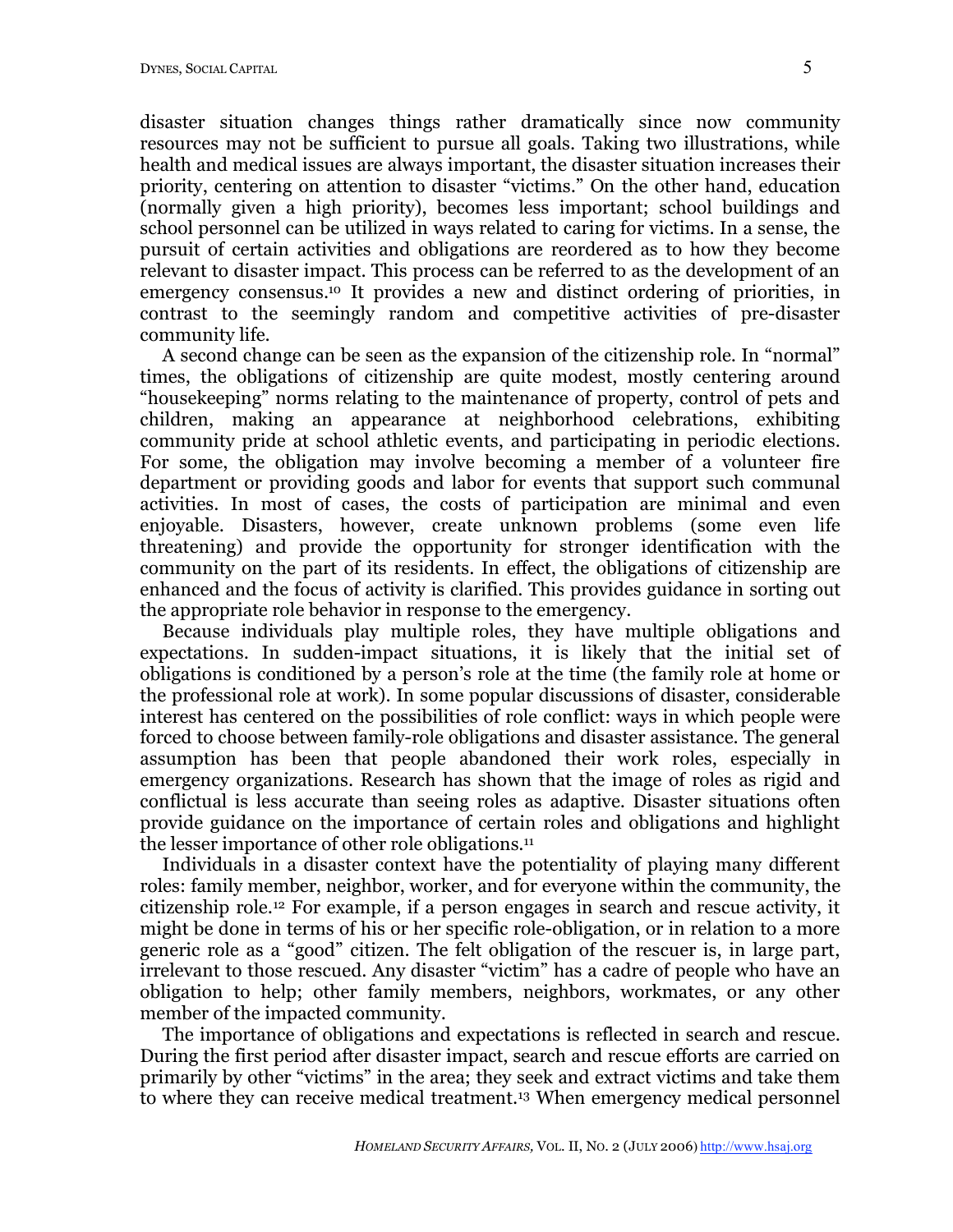disaster situation changes things rather dramatically since now community resources may not be sufficient to pursue all goals. Taking two illustrations, while health and medical issues are always important, the disaster situation increases their priority, centering on attention to disaster "victims." On the other hand, education (normally given a high priority), becomes less important; school buildings and school personnel can be utilized in ways related to caring for victims. In a sense, the pursuit of certain activities and obligations are reordered as to how they become relevant to disaster impact. This process can be referred to as the development of an emergency consensus.[10] It provides a new and distinct ordering of priorities, in contrast to the seemingly random and competitive activities of pre-disaster community life.

A second change can be seen as the expansion of the citizenship role. In "normal" times, the obligations of citizenship are quite modest, mostly centering around "housekeeping" norms relating to the maintenance of property, control of pets and children, making an appearance at neighborhood celebrations, exhibiting community pride at school athletic events, and participating in periodic elections. For some, the obligation may involve becoming a member of a volunteer fire department or providing goods and labor for events that support such communal activities. In most of cases, the costs of participation are minimal and even enjoyable. Disasters, however, create unknown problems (some even life threatening) and provide the opportunity for stronger identification with the community on the part of its residents. In effect, the obligations of citizenship are enhanced and the focus of activity is clarified. This provides guidance in sorting out the appropriate role behavior in response to the emergency.

Because individuals play multiple roles, they have multiple obligations and expectations. In sudden-impact situations, it is likely that the initial set of obligations is conditioned by a person's role at the time (the family role at home or the professional role at work). In some popular discussions of disaster, considerable interest has centered on the possibilities of role conflict: ways in which people were forced to choose between family-role obligations and disaster assistance. The general assumption has been that people abandoned their work roles, especially in emergency organizations. Research has shown that the image of roles as rigid and conflictual is less accurate than seeing roles as adaptive. Disaster situations often provide guidance on the importance of certain roles and obligations and highlight the lesser importance of other role obligations.[11]

Individuals in a disaster context have the potentiality of playing many different roles: family member, neighbor, worker, and for everyone within the community, the citizenship role.[12] For example, if a person engages in search and rescue activity, it might be done in terms of his or her specific role-obligation, or in relation to a more generic role as a "good" citizen. The felt obligation of the rescuer is, in large part, irrelevant to those rescued. Any disaster "victim" has a cadre of people who have an obligation to help; other family members, neighbors, workmates, or any other member of the impacted community.

The importance of obligations and expectations is reflected in search and rescue. During the first period after disaster impact, search and rescue efforts are carried on primarily by other "victims" in the area; they seek and extract victims and take them to where they can receive medical treatment.[13] When emergency medical personnel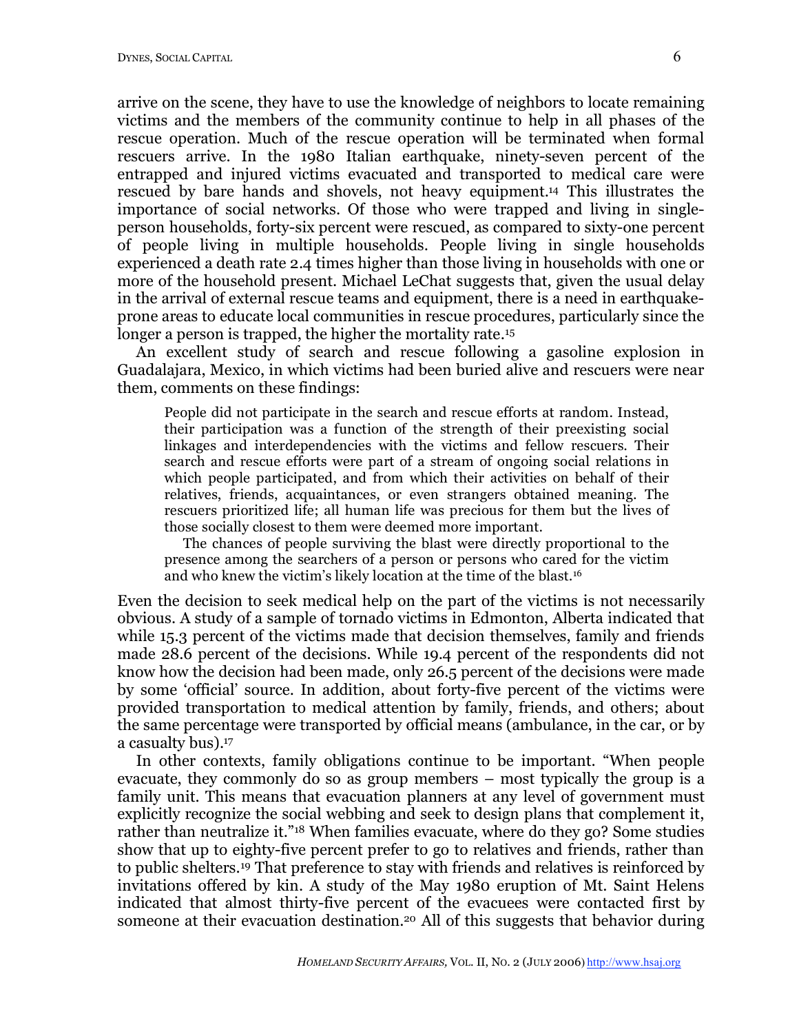arrive on the scene, they have to use the knowledge of neighbors to locate remaining victims and the members of the community continue to help in all phases of the rescue operation. Much of the rescue operation will be terminated when formal rescuers arrive. In the 1980 Italian earthquake, ninety-seven percent of the entrapped and injured victims evacuated and transported to medical care were rescued by bare hands and shovels, not heavy equipment.[14] This illustrates the importance of social networks. Of those who were trapped and living in single-person households, forty-six percent were rescued, as compared to sixty-one percent of people living in multiple households. People living in single households experienced a death rate 2.4 times higher than those living in households with one or more of the household present. Michael LeChat suggests that, given the usual delay in the arrival of external rescue teams and equipment, there is a need in earthquake-prone areas to educate local communities in rescue procedures, particularly since the longer a person is trapped, the higher the mortality rate.[15]

An excellent study of search and rescue following a gasoline explosion in Guadalajara, Mexico, in which victims had been buried alive and rescuers were near them, comments on these findings:

> People did not participate in the search and rescue efforts at random. Instead, their participation was a function of the strength of their preexisting social linkages and interdependencies with the victims and fellow rescuers. Their search and rescue efforts were part of a stream of ongoing social relations in which people participated, and from which their activities on behalf of their relatives, friends, acquaintances, or even strangers obtained meaning. The rescuers prioritized life; all human life was precious for them but the lives of those socially closest to them were deemed more important.
>
> The chances of people surviving the blast were directly proportional to the presence among the searchers of a person or persons who cared for the victim and who knew the victim's likely location at the time of the blast.[16]

Even the decision to seek medical help on the part of the victims is not necessarily obvious. A study of a sample of tornado victims in Edmonton, Alberta indicated that while 15.3 percent of the victims made that decision themselves, family and friends made 28.6 percent of the decisions. While 19.4 percent of the respondents did not know how the decision had been made, only 26.5 percent of the decisions were made by some 'official' source. In addition, about forty-five percent of the victims were provided transportation to medical attention by family, friends, and others; about the same percentage were transported by official means (ambulance, in the car, or by a casualty bus).[17]

In other contexts, family obligations continue to be important. "When people evacuate, they commonly do so as group members – most typically the group is a family unit. This means that evacuation planners at any level of government must explicitly recognize the social webbing and seek to design plans that complement it, rather than neutralize it."[18] When families evacuate, where do they go? Some studies show that up to eighty-five percent prefer to go to relatives and friends, rather than to public shelters.[19] That preference to stay with friends and relatives is reinforced by invitations offered by kin. A study of the May 1980 eruption of Mt. Saint Helens indicated that almost thirty-five percent of the evacuees were contacted first by someone at their evacuation destination.[20] All of this suggests that behavior during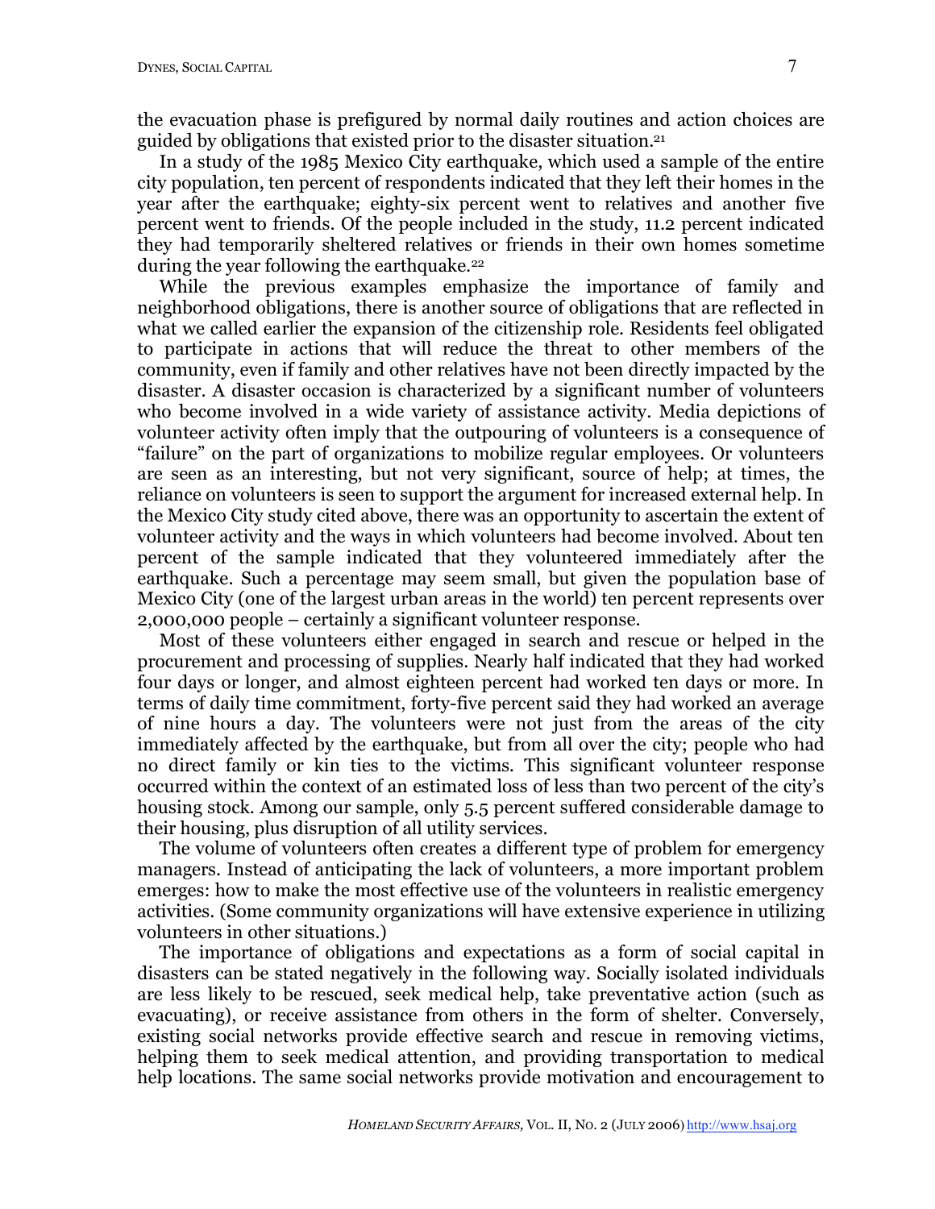the evacuation phase is prefigured by normal daily routines and action choices are guided by obligations that existed prior to the disaster situation.[21]

In a study of the 1985 Mexico City earthquake, which used a sample of the entire city population, ten percent of respondents indicated that they left their homes in the year after the earthquake; eighty-six percent went to relatives and another five percent went to friends. Of the people included in the study, 11.2 percent indicated they had temporarily sheltered relatives or friends in their own homes sometime during the year following the earthquake.[22]

While the previous examples emphasize the importance of family and neighborhood obligations, there is another source of obligations that are reflected in what we called earlier the expansion of the citizenship role. Residents feel obligated to participate in actions that will reduce the threat to other members of the community, even if family and other relatives have not been directly impacted by the disaster. A disaster occasion is characterized by a significant number of volunteers who become involved in a wide variety of assistance activity. Media depictions of volunteer activity often imply that the outpouring of volunteers is a consequence of "failure" on the part of organizations to mobilize regular employees. Or volunteers are seen as an interesting, but not very significant, source of help; at times, the reliance on volunteers is seen to support the argument for increased external help. In the Mexico City study cited above, there was an opportunity to ascertain the extent of volunteer activity and the ways in which volunteers had become involved. About ten percent of the sample indicated that they volunteered immediately after the earthquake. Such a percentage may seem small, but given the population base of Mexico City (one of the largest urban areas in the world) ten percent represents over 2,000,000 people – certainly a significant volunteer response.

Most of these volunteers either engaged in search and rescue or helped in the procurement and processing of supplies. Nearly half indicated that they had worked four days or longer, and almost eighteen percent had worked ten days or more. In terms of daily time commitment, forty-five percent said they had worked an average of nine hours a day. The volunteers were not just from the areas of the city immediately affected by the earthquake, but from all over the city; people who had no direct family or kin ties to the victims. This significant volunteer response occurred within the context of an estimated loss of less than two percent of the city's housing stock. Among our sample, only 5.5 percent suffered considerable damage to their housing, plus disruption of all utility services.

The volume of volunteers often creates a different type of problem for emergency managers. Instead of anticipating the lack of volunteers, a more important problem emerges: how to make the most effective use of the volunteers in realistic emergency activities. (Some community organizations will have extensive experience in utilizing volunteers in other situations.)

The importance of obligations and expectations as a form of social capital in disasters can be stated negatively in the following way. Socially isolated individuals are less likely to be rescued, seek medical help, take preventative action (such as evacuating), or receive assistance from others in the form of shelter. Conversely, existing social networks provide effective search and rescue in removing victims, helping them to seek medical attention, and providing transportation to medical help locations. The same social networks provide motivation and encouragement to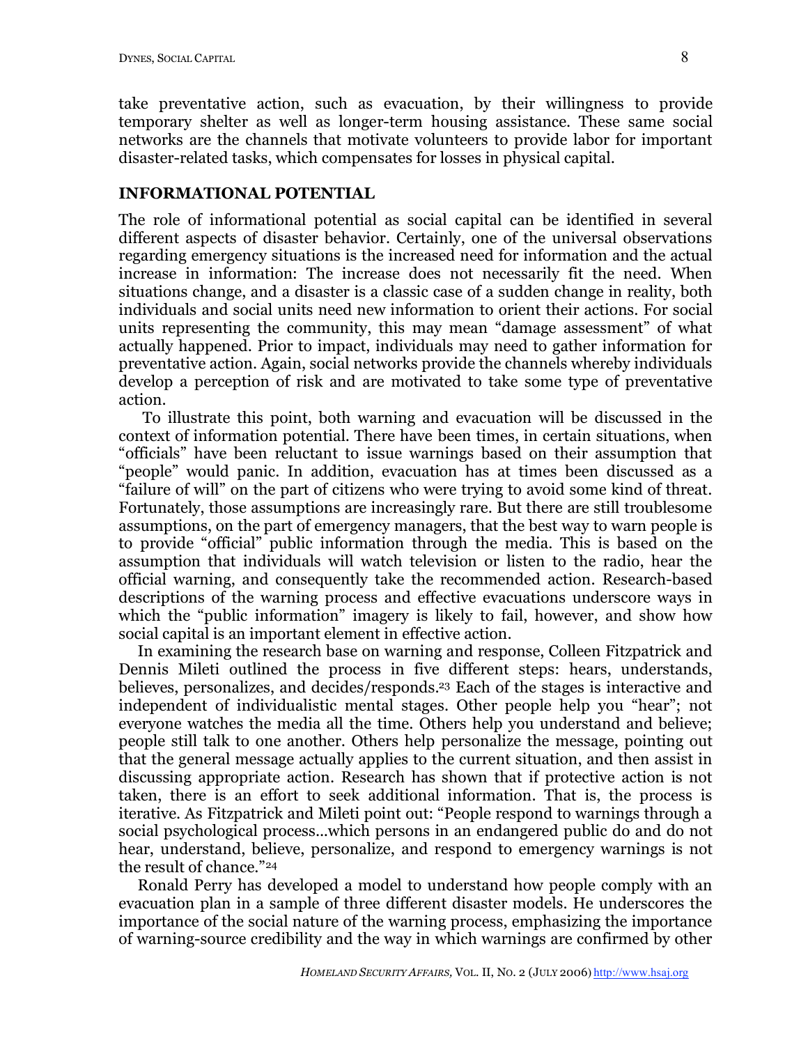take preventative action, such as evacuation, by their willingness to provide temporary shelter as well as longer-term housing assistance. These same social networks are the channels that motivate volunteers to provide labor for important disaster-related tasks, which compensates for losses in physical capital.

## INFORMATIONAL POTENTIAL

The role of informational potential as social capital can be identified in several different aspects of disaster behavior. Certainly, one of the universal observations regarding emergency situations is the increased need for information and the actual increase in information: The increase does not necessarily fit the need. When situations change, and a disaster is a classic case of a sudden change in reality, both individuals and social units need new information to orient their actions. For social units representing the community, this may mean "damage assessment" of what actually happened. Prior to impact, individuals may need to gather information for preventative action. Again, social networks provide the channels whereby individuals develop a perception of risk and are motivated to take some type of preventative action.

To illustrate this point, both warning and evacuation will be discussed in the context of information potential. There have been times, in certain situations, when "officials" have been reluctant to issue warnings based on their assumption that "people" would panic. In addition, evacuation has at times been discussed as a "failure of will" on the part of citizens who were trying to avoid some kind of threat. Fortunately, those assumptions are increasingly rare. But there are still troublesome assumptions, on the part of emergency managers, that the best way to warn people is to provide "official" public information through the media. This is based on the assumption that individuals will watch television or listen to the radio, hear the official warning, and consequently take the recommended action. Research-based descriptions of the warning process and effective evacuations underscore ways in which the "public information" imagery is likely to fail, however, and show how social capital is an important element in effective action.

In examining the research base on warning and response, Colleen Fitzpatrick and Dennis Mileti outlined the process in five different steps: hears, understands, believes, personalizes, and decides/responds.[23] Each of the stages is interactive and independent of individualistic mental stages. Other people help you "hear"; not everyone watches the media all the time. Others help you understand and believe; people still talk to one another. Others help personalize the message, pointing out that the general message actually applies to the current situation, and then assist in discussing appropriate action. Research has shown that if protective action is not taken, there is an effort to seek additional information. That is, the process is iterative. As Fitzpatrick and Mileti point out: "People respond to warnings through a social psychological process…which persons in an endangered public do and do not hear, understand, believe, personalize, and respond to emergency warnings is not the result of chance."[24]

Ronald Perry has developed a model to understand how people comply with an evacuation plan in a sample of three different disaster models. He underscores the importance of the social nature of the warning process, emphasizing the importance of warning-source credibility and the way in which warnings are confirmed by other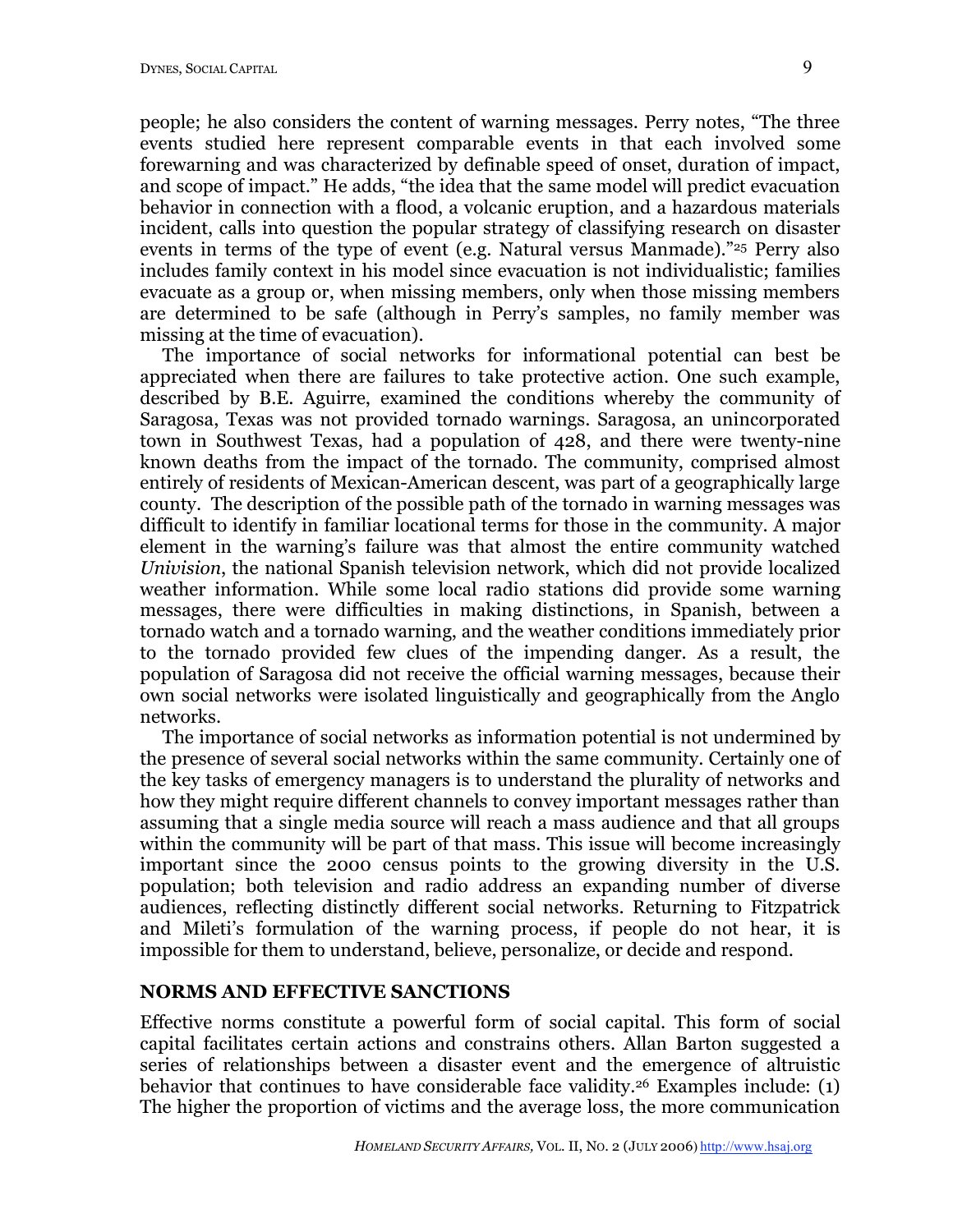people; he also considers the content of warning messages. Perry notes, "The three events studied here represent comparable events in that each involved some forewarning and was characterized by definable speed of onset, duration of impact, and scope of impact." He adds, "the idea that the same model will predict evacuation behavior in connection with a flood, a volcanic eruption, and a hazardous materials incident, calls into question the popular strategy of classifying research on disaster events in terms of the type of event (e.g. Natural versus Manmade)."[25] Perry also includes family context in his model since evacuation is not individualistic; families evacuate as a group or, when missing members, only when those missing members are determined to be safe (although in Perry's samples, no family member was missing at the time of evacuation).

The importance of social networks for informational potential can best be appreciated when there are failures to take protective action. One such example, described by B.E. Aguirre, examined the conditions whereby the community of Saragosa, Texas was not provided tornado warnings. Saragosa, an unincorporated town in Southwest Texas, had a population of 428, and there were twenty-nine known deaths from the impact of the tornado. The community, comprised almost entirely of residents of Mexican-American descent, was part of a geographically large county. The description of the possible path of the tornado in warning messages was difficult to identify in familiar locational terms for those in the community. A major element in the warning's failure was that almost the entire community watched *Univision*, the national Spanish television network, which did not provide localized weather information. While some local radio stations did provide some warning messages, there were difficulties in making distinctions, in Spanish, between a tornado watch and a tornado warning, and the weather conditions immediately prior to the tornado provided few clues of the impending danger. As a result, the population of Saragosa did not receive the official warning messages, because their own social networks were isolated linguistically and geographically from the Anglo networks.

The importance of social networks as information potential is not undermined by the presence of several social networks within the same community. Certainly one of the key tasks of emergency managers is to understand the plurality of networks and how they might require different channels to convey important messages rather than assuming that a single media source will reach a mass audience and that all groups within the community will be part of that mass. This issue will become increasingly important since the 2000 census points to the growing diversity in the U.S. population; both television and radio address an expanding number of diverse audiences, reflecting distinctly different social networks. Returning to Fitzpatrick and Mileti's formulation of the warning process, if people do not hear, it is impossible for them to understand, believe, personalize, or decide and respond.

## NORMS AND EFFECTIVE SANCTIONS

Effective norms constitute a powerful form of social capital. This form of social capital facilitates certain actions and constrains others. Allan Barton suggested a series of relationships between a disaster event and the emergence of altruistic behavior that continues to have considerable face validity.[26] Examples include: (1) The higher the proportion of victims and the average loss, the more communication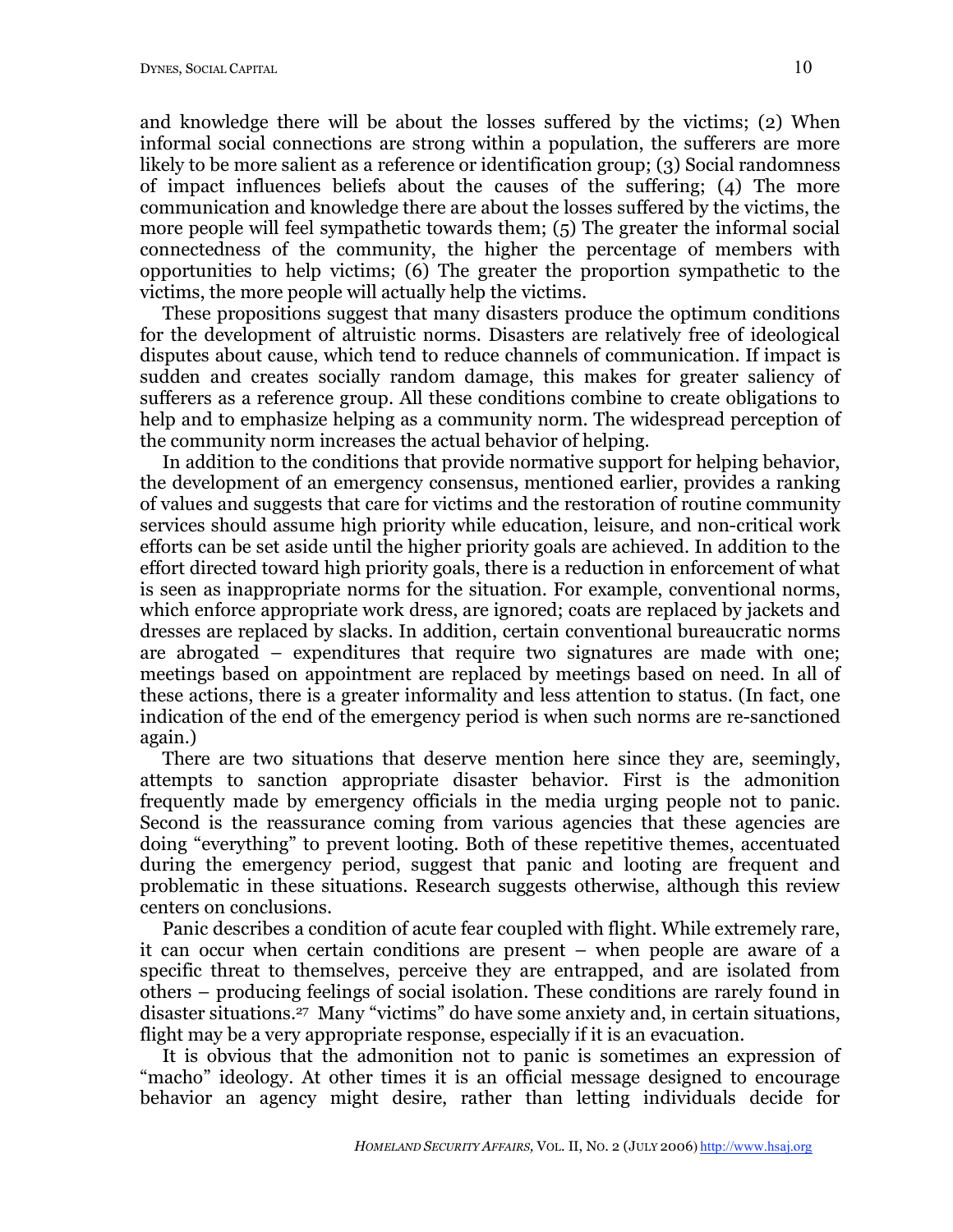and knowledge there will be about the losses suffered by the victims; (2) When informal social connections are strong within a population, the sufferers are more likely to be more salient as a reference or identification group; (3) Social randomness of impact influences beliefs about the causes of the suffering; (4) The more communication and knowledge there are about the losses suffered by the victims, the more people will feel sympathetic towards them; (5) The greater the informal social connectedness of the community, the higher the percentage of members with opportunities to help victims; (6) The greater the proportion sympathetic to the victims, the more people will actually help the victims.

These propositions suggest that many disasters produce the optimum conditions for the development of altruistic norms. Disasters are relatively free of ideological disputes about cause, which tend to reduce channels of communication. If impact is sudden and creates socially random damage, this makes for greater saliency of sufferers as a reference group. All these conditions combine to create obligations to help and to emphasize helping as a community norm. The widespread perception of the community norm increases the actual behavior of helping.

In addition to the conditions that provide normative support for helping behavior, the development of an emergency consensus, mentioned earlier, provides a ranking of values and suggests that care for victims and the restoration of routine community services should assume high priority while education, leisure, and non-critical work efforts can be set aside until the higher priority goals are achieved. In addition to the effort directed toward high priority goals, there is a reduction in enforcement of what is seen as inappropriate norms for the situation. For example, conventional norms, which enforce appropriate work dress, are ignored; coats are replaced by jackets and dresses are replaced by slacks. In addition, certain conventional bureaucratic norms are abrogated – expenditures that require two signatures are made with one; meetings based on appointment are replaced by meetings based on need. In all of these actions, there is a greater informality and less attention to status. (In fact, one indication of the end of the emergency period is when such norms are re-sanctioned again.)

There are two situations that deserve mention here since they are, seemingly, attempts to sanction appropriate disaster behavior. First is the admonition frequently made by emergency officials in the media urging people not to panic. Second is the reassurance coming from various agencies that these agencies are doing "everything" to prevent looting. Both of these repetitive themes, accentuated during the emergency period, suggest that panic and looting are frequent and problematic in these situations. Research suggests otherwise, although this review centers on conclusions.

Panic describes a condition of acute fear coupled with flight. While extremely rare, it can occur when certain conditions are present – when people are aware of a specific threat to themselves, perceive they are entrapped, and are isolated from others – producing feelings of social isolation. These conditions are rarely found in disaster situations.[27] Many "victims" do have some anxiety and, in certain situations, flight may be a very appropriate response, especially if it is an evacuation.

It is obvious that the admonition not to panic is sometimes an expression of "macho" ideology. At other times it is an official message designed to encourage behavior an agency might desire, rather than letting individuals decide for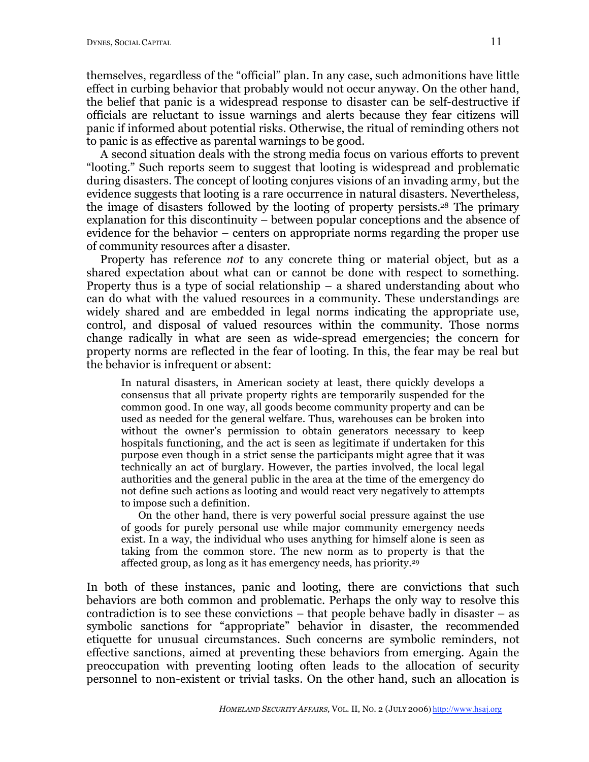themselves, regardless of the "official" plan. In any case, such admonitions have little effect in curbing behavior that probably would not occur anyway. On the other hand, the belief that panic is a widespread response to disaster can be self-destructive if officials are reluctant to issue warnings and alerts because they fear citizens will panic if informed about potential risks. Otherwise, the ritual of reminding others not to panic is as effective as parental warnings to be good.

A second situation deals with the strong media focus on various efforts to prevent "looting." Such reports seem to suggest that looting is widespread and problematic during disasters. The concept of looting conjures visions of an invading army, but the evidence suggests that looting is a rare occurrence in natural disasters. Nevertheless, the image of disasters followed by the looting of property persists.[28] The primary explanation for this discontinuity – between popular conceptions and the absence of evidence for the behavior – centers on appropriate norms regarding the proper use of community resources after a disaster.

Property has reference *not* to any concrete thing or material object, but as a shared expectation about what can or cannot be done with respect to something. Property thus is a type of social relationship – a shared understanding about who can do what with the valued resources in a community. These understandings are widely shared and are embedded in legal norms indicating the appropriate use, control, and disposal of valued resources within the community. Those norms change radically in what are seen as wide-spread emergencies; the concern for property norms are reflected in the fear of looting. In this, the fear may be real but the behavior is infrequent or absent:

> In natural disasters, in American society at least, there quickly develops a consensus that all private property rights are temporarily suspended for the common good. In one way, all goods become community property and can be used as needed for the general welfare. Thus, warehouses can be broken into without the owner's permission to obtain generators necessary to keep hospitals functioning, and the act is seen as legitimate if undertaken for this purpose even though in a strict sense the participants might agree that it was technically an act of burglary. However, the parties involved, the local legal authorities and the general public in the area at the time of the emergency do not define such actions as looting and would react very negatively to attempts to impose such a definition.
>
> On the other hand, there is very powerful social pressure against the use of goods for purely personal use while major community emergency needs exist. In a way, the individual who uses anything for himself alone is seen as taking from the common store. The new norm as to property is that the affected group, as long as it has emergency needs, has priority.[29]

In both of these instances, panic and looting, there are convictions that such behaviors are both common and problematic. Perhaps the only way to resolve this contradiction is to see these convictions – that people behave badly in disaster – as symbolic sanctions for "appropriate" behavior in disaster, the recommended etiquette for unusual circumstances. Such concerns are symbolic reminders, not effective sanctions, aimed at preventing these behaviors from emerging. Again the preoccupation with preventing looting often leads to the allocation of security personnel to non-existent or trivial tasks. On the other hand, such an allocation is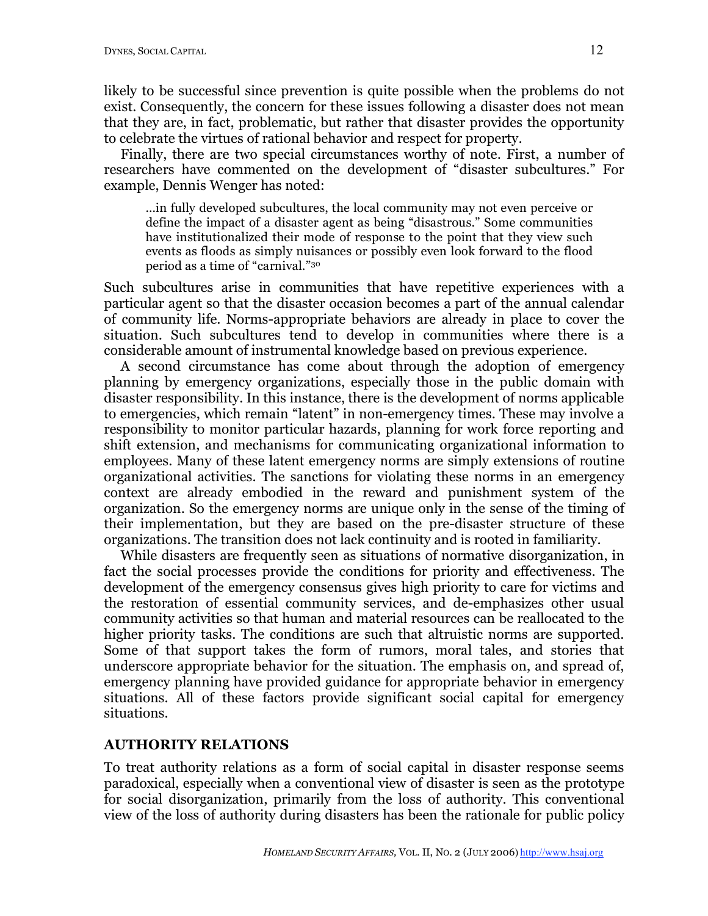likely to be successful since prevention is quite possible when the problems do not exist. Consequently, the concern for these issues following a disaster does not mean that they are, in fact, problematic, but rather that disaster provides the opportunity to celebrate the virtues of rational behavior and respect for property.

Finally, there are two special circumstances worthy of note. First, a number of researchers have commented on the development of "disaster subcultures." For example, Dennis Wenger has noted:

> …in fully developed subcultures, the local community may not even perceive or define the impact of a disaster agent as being "disastrous." Some communities have institutionalized their mode of response to the point that they view such events as floods as simply nuisances or possibly even look forward to the flood period as a time of "carnival."[30]

Such subcultures arise in communities that have repetitive experiences with a particular agent so that the disaster occasion becomes a part of the annual calendar of community life. Norms-appropriate behaviors are already in place to cover the situation. Such subcultures tend to develop in communities where there is a considerable amount of instrumental knowledge based on previous experience.

A second circumstance has come about through the adoption of emergency planning by emergency organizations, especially those in the public domain with disaster responsibility. In this instance, there is the development of norms applicable to emergencies, which remain "latent" in non-emergency times. These may involve a responsibility to monitor particular hazards, planning for work force reporting and shift extension, and mechanisms for communicating organizational information to employees. Many of these latent emergency norms are simply extensions of routine organizational activities. The sanctions for violating these norms in an emergency context are already embodied in the reward and punishment system of the organization. So the emergency norms are unique only in the sense of the timing of their implementation, but they are based on the pre-disaster structure of these organizations. The transition does not lack continuity and is rooted in familiarity.

While disasters are frequently seen as situations of normative disorganization, in fact the social processes provide the conditions for priority and effectiveness. The development of the emergency consensus gives high priority to care for victims and the restoration of essential community services, and de-emphasizes other usual community activities so that human and material resources can be reallocated to the higher priority tasks. The conditions are such that altruistic norms are supported. Some of that support takes the form of rumors, moral tales, and stories that underscore appropriate behavior for the situation. The emphasis on, and spread of, emergency planning have provided guidance for appropriate behavior in emergency situations. All of these factors provide significant social capital for emergency situations.

## AUTHORITY RELATIONS

To treat authority relations as a form of social capital in disaster response seems paradoxical, especially when a conventional view of disaster is seen as the prototype for social disorganization, primarily from the loss of authority. This conventional view of the loss of authority during disasters has been the rationale for public policy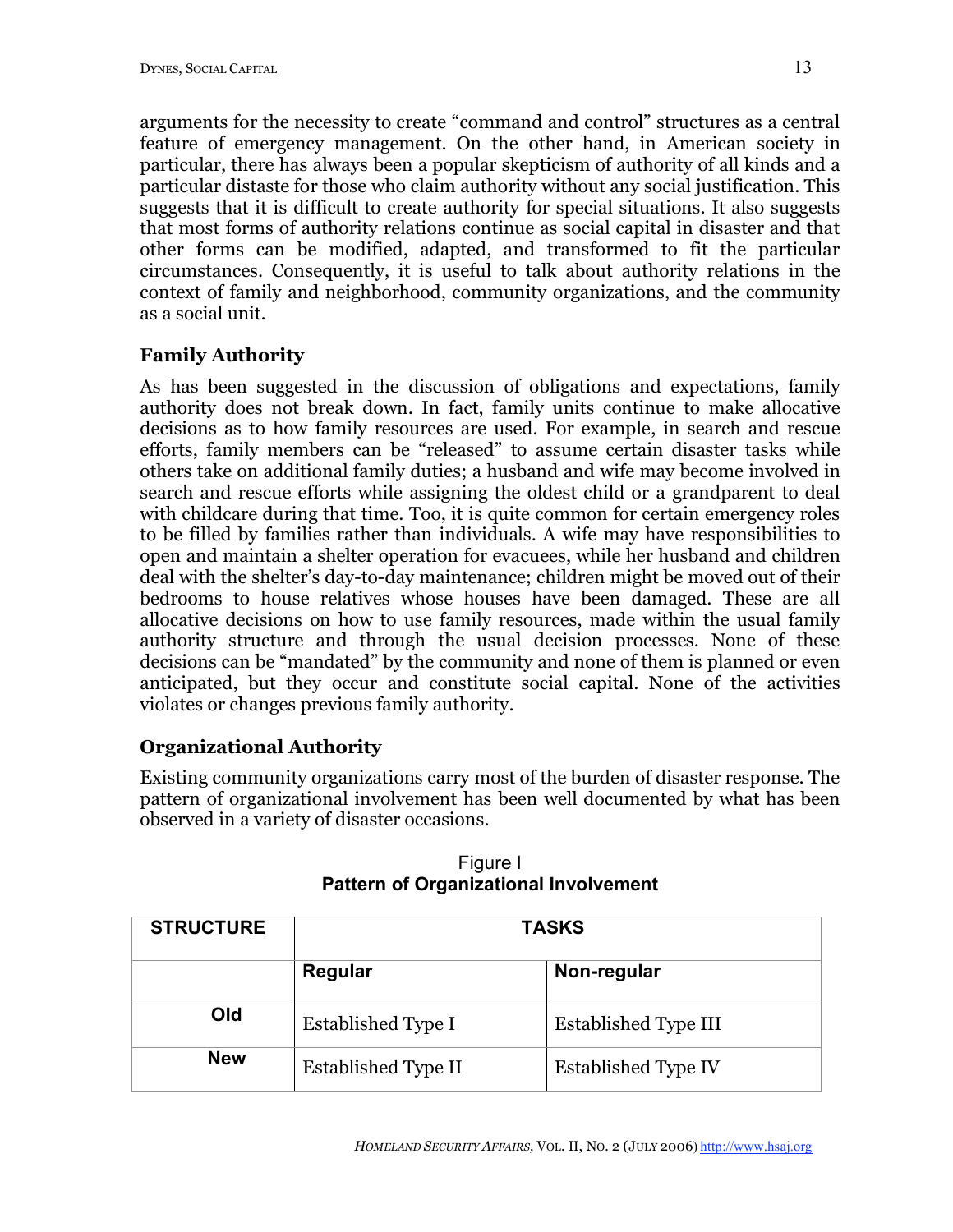arguments for the necessity to create "command and control" structures as a central feature of emergency management. On the other hand, in American society in particular, there has always been a popular skepticism of authority of all kinds and a particular distaste for those who claim authority without any social justification. This suggests that it is difficult to create authority for special situations. It also suggests that most forms of authority relations continue as social capital in disaster and that other forms can be modified, adapted, and transformed to fit the particular circumstances. Consequently, it is useful to talk about authority relations in the context of family and neighborhood, community organizations, and the community as a social unit.

### Family Authority

As has been suggested in the discussion of obligations and expectations, family authority does not break down. In fact, family units continue to make allocative decisions as to how family resources are used. For example, in search and rescue efforts, family members can be "released" to assume certain disaster tasks while others take on additional family duties; a husband and wife may become involved in search and rescue efforts while assigning the oldest child or a grandparent to deal with childcare during that time. Too, it is quite common for certain emergency roles to be filled by families rather than individuals. A wife may have responsibilities to open and maintain a shelter operation for evacuees, while her husband and children deal with the shelter's day-to-day maintenance; children might be moved out of their bedrooms to house relatives whose houses have been damaged. These are all allocative decisions on how to use family resources, made within the usual family authority structure and through the usual decision processes. None of these decisions can be "mandated" by the community and none of them is planned or even anticipated, but they occur and constitute social capital. None of the activities violates or changes previous family authority.

### Organizational Authority

Existing community organizations carry most of the burden of disaster response. The pattern of organizational involvement has been well documented by what has been observed in a variety of disaster occasions.

Figure I
**Pattern of Organizational Involvement**

| STRUCTURE | TASKS | |
|---|---|---|
| | **Regular** | **Non-regular** |
| **Old** | Established Type I | Established Type III |
| **New** | Established Type II | Established Type IV |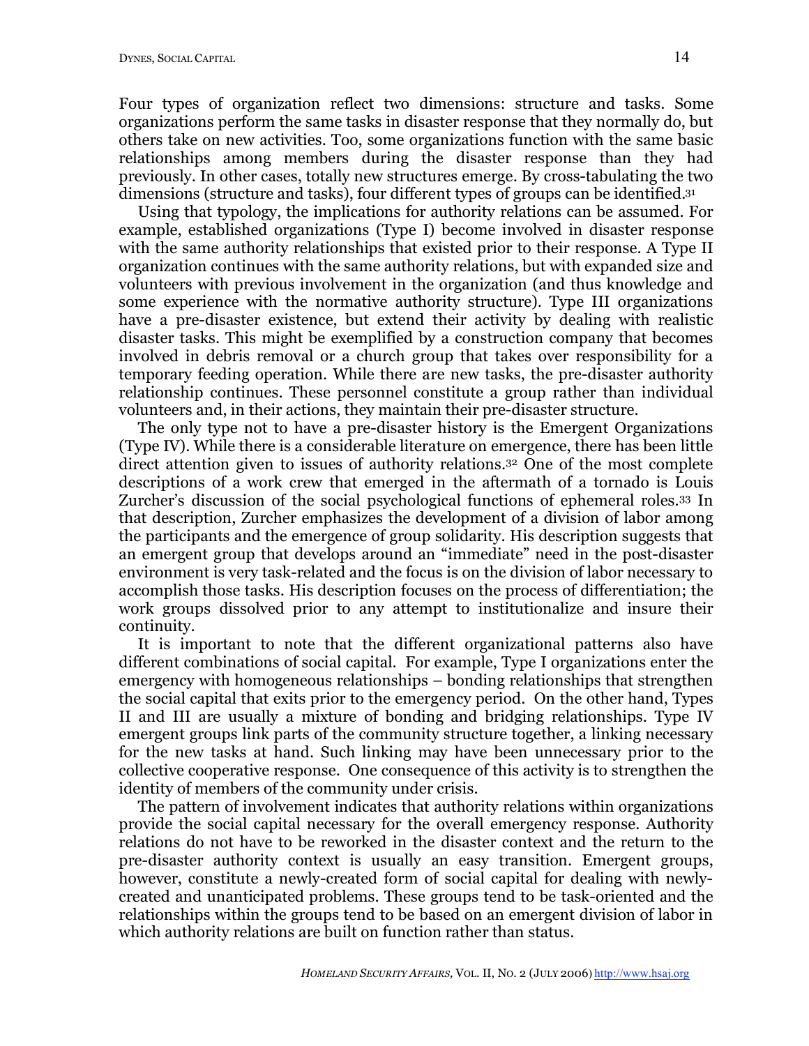Four types of organization reflect two dimensions: structure and tasks. Some organizations perform the same tasks in disaster response that they normally do, but others take on new activities. Too, some organizations function with the same basic relationships among members during the disaster response than they had previously. In other cases, totally new structures emerge. By cross-tabulating the two dimensions (structure and tasks), four different types of groups can be identified.[31]

Using that typology, the implications for authority relations can be assumed. For example, established organizations (Type I) become involved in disaster response with the same authority relationships that existed prior to their response. A Type II organization continues with the same authority relations, but with expanded size and volunteers with previous involvement in the organization (and thus knowledge and some experience with the normative authority structure). Type III organizations have a pre-disaster existence, but extend their activity by dealing with realistic disaster tasks. This might be exemplified by a construction company that becomes involved in debris removal or a church group that takes over responsibility for a temporary feeding operation. While there are new tasks, the pre-disaster authority relationship continues. These personnel constitute a group rather than individual volunteers and, in their actions, they maintain their pre-disaster structure.

The only type not to have a pre-disaster history is the Emergent Organizations (Type IV). While there is a considerable literature on emergence, there has been little direct attention given to issues of authority relations.[32] One of the most complete descriptions of a work crew that emerged in the aftermath of a tornado is Louis Zurcher's discussion of the social psychological functions of ephemeral roles.[33] In that description, Zurcher emphasizes the development of a division of labor among the participants and the emergence of group solidarity. His description suggests that an emergent group that develops around an "immediate" need in the post-disaster environment is very task-related and the focus is on the division of labor necessary to accomplish those tasks. His description focuses on the process of differentiation; the work groups dissolved prior to any attempt to institutionalize and insure their continuity.

It is important to note that the different organizational patterns also have different combinations of social capital. For example, Type I organizations enter the emergency with homogeneous relationships – bonding relationships that strengthen the social capital that exits prior to the emergency period. On the other hand, Types II and III are usually a mixture of bonding and bridging relationships. Type IV emergent groups link parts of the community structure together, a linking necessary for the new tasks at hand. Such linking may have been unnecessary prior to the collective cooperative response. One consequence of this activity is to strengthen the identity of members of the community under crisis.

The pattern of involvement indicates that authority relations within organizations provide the social capital necessary for the overall emergency response. Authority relations do not have to be reworked in the disaster context and the return to the pre-disaster authority context is usually an easy transition. Emergent groups, however, constitute a newly-created form of social capital for dealing with newly-created and unanticipated problems. These groups tend to be task-oriented and the relationships within the groups tend to be based on an emergent division of labor in which authority relations are built on function rather than status.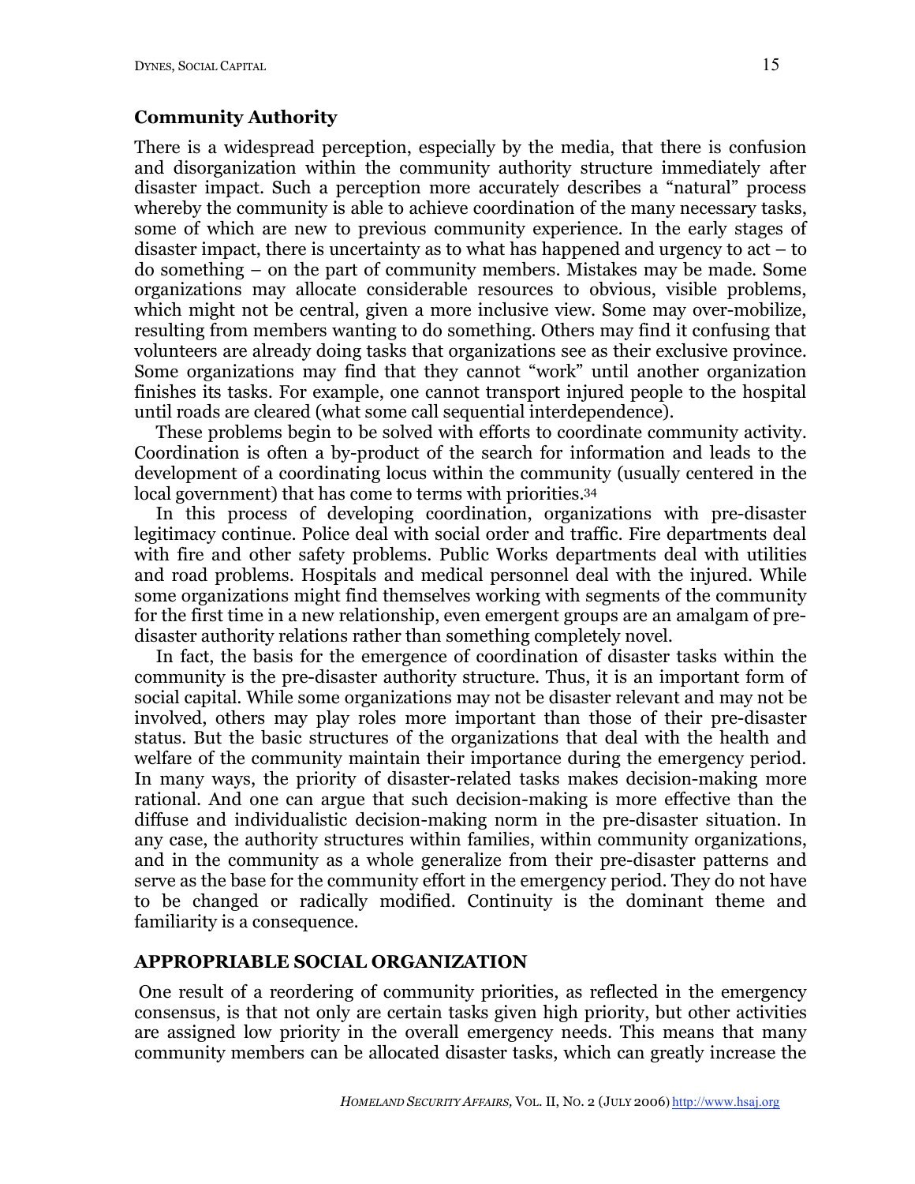### Community Authority

There is a widespread perception, especially by the media, that there is confusion and disorganization within the community authority structure immediately after disaster impact. Such a perception more accurately describes a "natural" process whereby the community is able to achieve coordination of the many necessary tasks, some of which are new to previous community experience. In the early stages of disaster impact, there is uncertainty as to what has happened and urgency to act – to do something – on the part of community members. Mistakes may be made. Some organizations may allocate considerable resources to obvious, visible problems, which might not be central, given a more inclusive view. Some may over-mobilize, resulting from members wanting to do something. Others may find it confusing that volunteers are already doing tasks that organizations see as their exclusive province. Some organizations may find that they cannot "work" until another organization finishes its tasks. For example, one cannot transport injured people to the hospital until roads are cleared (what some call sequential interdependence).

These problems begin to be solved with efforts to coordinate community activity. Coordination is often a by-product of the search for information and leads to the development of a coordinating locus within the community (usually centered in the local government) that has come to terms with priorities.[34]

In this process of developing coordination, organizations with pre-disaster legitimacy continue. Police deal with social order and traffic. Fire departments deal with fire and other safety problems. Public Works departments deal with utilities and road problems. Hospitals and medical personnel deal with the injured. While some organizations might find themselves working with segments of the community for the first time in a new relationship, even emergent groups are an amalgam of pre-disaster authority relations rather than something completely novel.

In fact, the basis for the emergence of coordination of disaster tasks within the community is the pre-disaster authority structure. Thus, it is an important form of social capital. While some organizations may not be disaster relevant and may not be involved, others may play roles more important than those of their pre-disaster status. But the basic structures of the organizations that deal with the health and welfare of the community maintain their importance during the emergency period. In many ways, the priority of disaster-related tasks makes decision-making more rational. And one can argue that such decision-making is more effective than the diffuse and individualistic decision-making norm in the pre-disaster situation. In any case, the authority structures within families, within community organizations, and in the community as a whole generalize from their pre-disaster patterns and serve as the base for the community effort in the emergency period. They do not have to be changed or radically modified. Continuity is the dominant theme and familiarity is a consequence.

## APPROPRIABLE SOCIAL ORGANIZATION

One result of a reordering of community priorities, as reflected in the emergency consensus, is that not only are certain tasks given high priority, but other activities are assigned low priority in the overall emergency needs. This means that many community members can be allocated disaster tasks, which can greatly increase the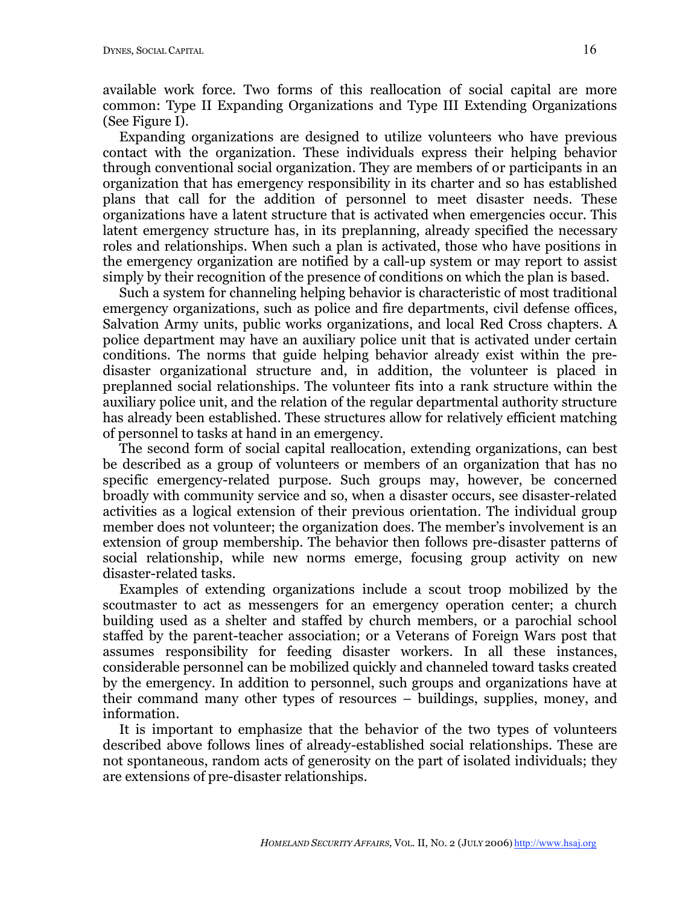available work force. Two forms of this reallocation of social capital are more common: Type II Expanding Organizations and Type III Extending Organizations (See Figure I).

Expanding organizations are designed to utilize volunteers who have previous contact with the organization. These individuals express their helping behavior through conventional social organization. They are members of or participants in an organization that has emergency responsibility in its charter and so has established plans that call for the addition of personnel to meet disaster needs. These organizations have a latent structure that is activated when emergencies occur. This latent emergency structure has, in its preplanning, already specified the necessary roles and relationships. When such a plan is activated, those who have positions in the emergency organization are notified by a call-up system or may report to assist simply by their recognition of the presence of conditions on which the plan is based.

Such a system for channeling helping behavior is characteristic of most traditional emergency organizations, such as police and fire departments, civil defense offices, Salvation Army units, public works organizations, and local Red Cross chapters. A police department may have an auxiliary police unit that is activated under certain conditions. The norms that guide helping behavior already exist within the pre-disaster organizational structure and, in addition, the volunteer is placed in preplanned social relationships. The volunteer fits into a rank structure within the auxiliary police unit, and the relation of the regular departmental authority structure has already been established. These structures allow for relatively efficient matching of personnel to tasks at hand in an emergency.

The second form of social capital reallocation, extending organizations, can best be described as a group of volunteers or members of an organization that has no specific emergency-related purpose. Such groups may, however, be concerned broadly with community service and so, when a disaster occurs, see disaster-related activities as a logical extension of their previous orientation. The individual group member does not volunteer; the organization does. The member's involvement is an extension of group membership. The behavior then follows pre-disaster patterns of social relationship, while new norms emerge, focusing group activity on new disaster-related tasks.

Examples of extending organizations include a scout troop mobilized by the scoutmaster to act as messengers for an emergency operation center; a church building used as a shelter and staffed by church members, or a parochial school staffed by the parent-teacher association; or a Veterans of Foreign Wars post that assumes responsibility for feeding disaster workers. In all these instances, considerable personnel can be mobilized quickly and channeled toward tasks created by the emergency. In addition to personnel, such groups and organizations have at their command many other types of resources – buildings, supplies, money, and information.

It is important to emphasize that the behavior of the two types of volunteers described above follows lines of already-established social relationships. These are not spontaneous, random acts of generosity on the part of isolated individuals; they are extensions of pre-disaster relationships.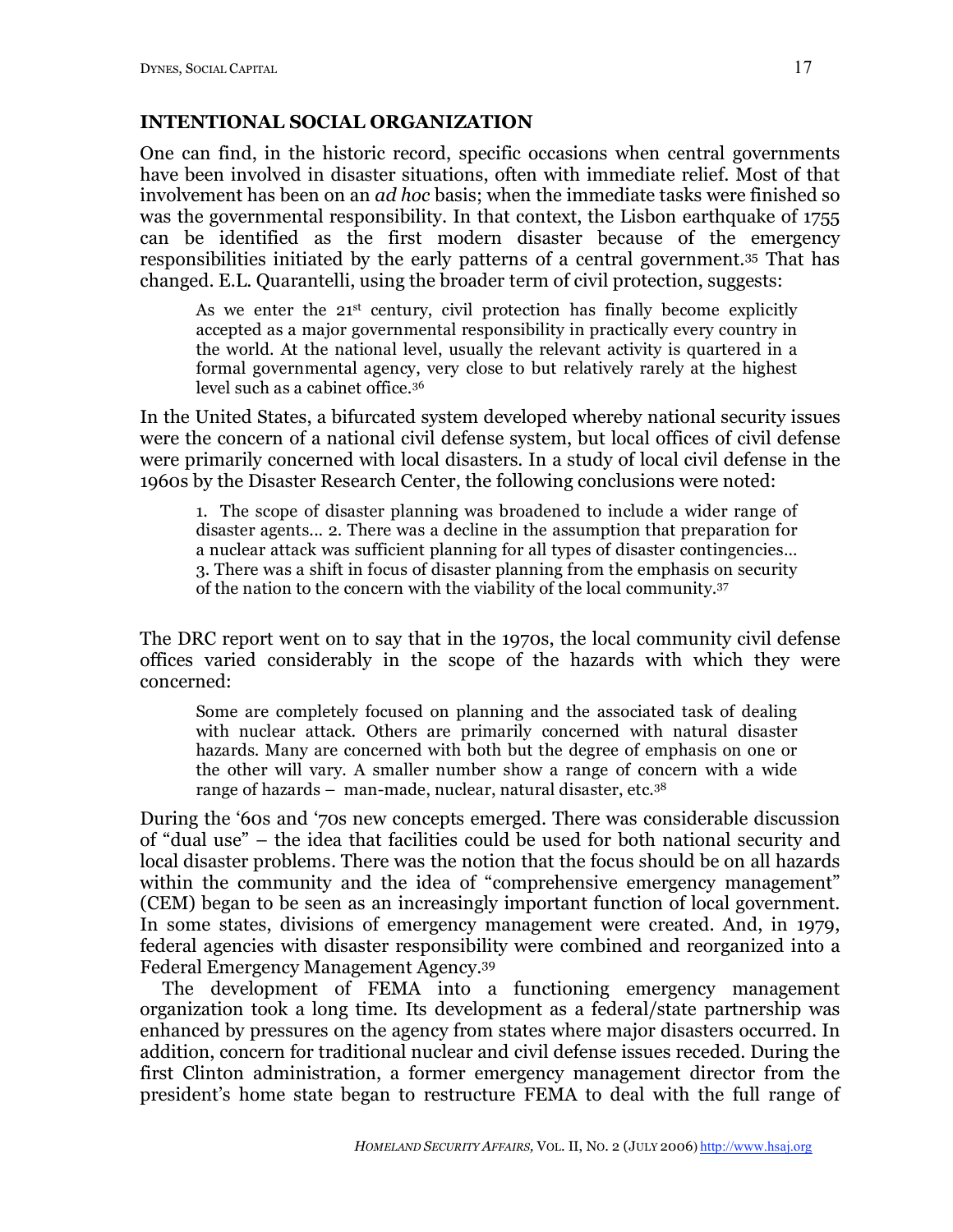## INTENTIONAL SOCIAL ORGANIZATION

One can find, in the historic record, specific occasions when central governments have been involved in disaster situations, often with immediate relief. Most of that involvement has been on an *ad hoc* basis; when the immediate tasks were finished so was the governmental responsibility. In that context, the Lisbon earthquake of 1755 can be identified as the first modern disaster because of the emergency responsibilities initiated by the early patterns of a central government.[35] That has changed. E.L. Quarantelli, using the broader term of civil protection, suggests:

> As we enter the 21st century, civil protection has finally become explicitly accepted as a major governmental responsibility in practically every country in the world. At the national level, usually the relevant activity is quartered in a formal governmental agency, very close to but relatively rarely at the highest level such as a cabinet office.[36]

In the United States, a bifurcated system developed whereby national security issues were the concern of a national civil defense system, but local offices of civil defense were primarily concerned with local disasters. In a study of local civil defense in the 1960s by the Disaster Research Center, the following conclusions were noted:

> 1. The scope of disaster planning was broadened to include a wider range of disaster agents… 2. There was a decline in the assumption that preparation for a nuclear attack was sufficient planning for all types of disaster contingencies… 3. There was a shift in focus of disaster planning from the emphasis on security of the nation to the concern with the viability of the local community.[37]

The DRC report went on to say that in the 1970s, the local community civil defense offices varied considerably in the scope of the hazards with which they were concerned:

> Some are completely focused on planning and the associated task of dealing with nuclear attack. Others are primarily concerned with natural disaster hazards. Many are concerned with both but the degree of emphasis on one or the other will vary. A smaller number show a range of concern with a wide range of hazards – man-made, nuclear, natural disaster, etc.[38]

During the '60s and '70s new concepts emerged. There was considerable discussion of "dual use" – the idea that facilities could be used for both national security and local disaster problems. There was the notion that the focus should be on all hazards within the community and the idea of "comprehensive emergency management" (CEM) began to be seen as an increasingly important function of local government. In some states, divisions of emergency management were created. And, in 1979, federal agencies with disaster responsibility were combined and reorganized into a Federal Emergency Management Agency.[39]

The development of FEMA into a functioning emergency management organization took a long time. Its development as a federal/state partnership was enhanced by pressures on the agency from states where major disasters occurred. In addition, concern for traditional nuclear and civil defense issues receded. During the first Clinton administration, a former emergency management director from the president's home state began to restructure FEMA to deal with the full range of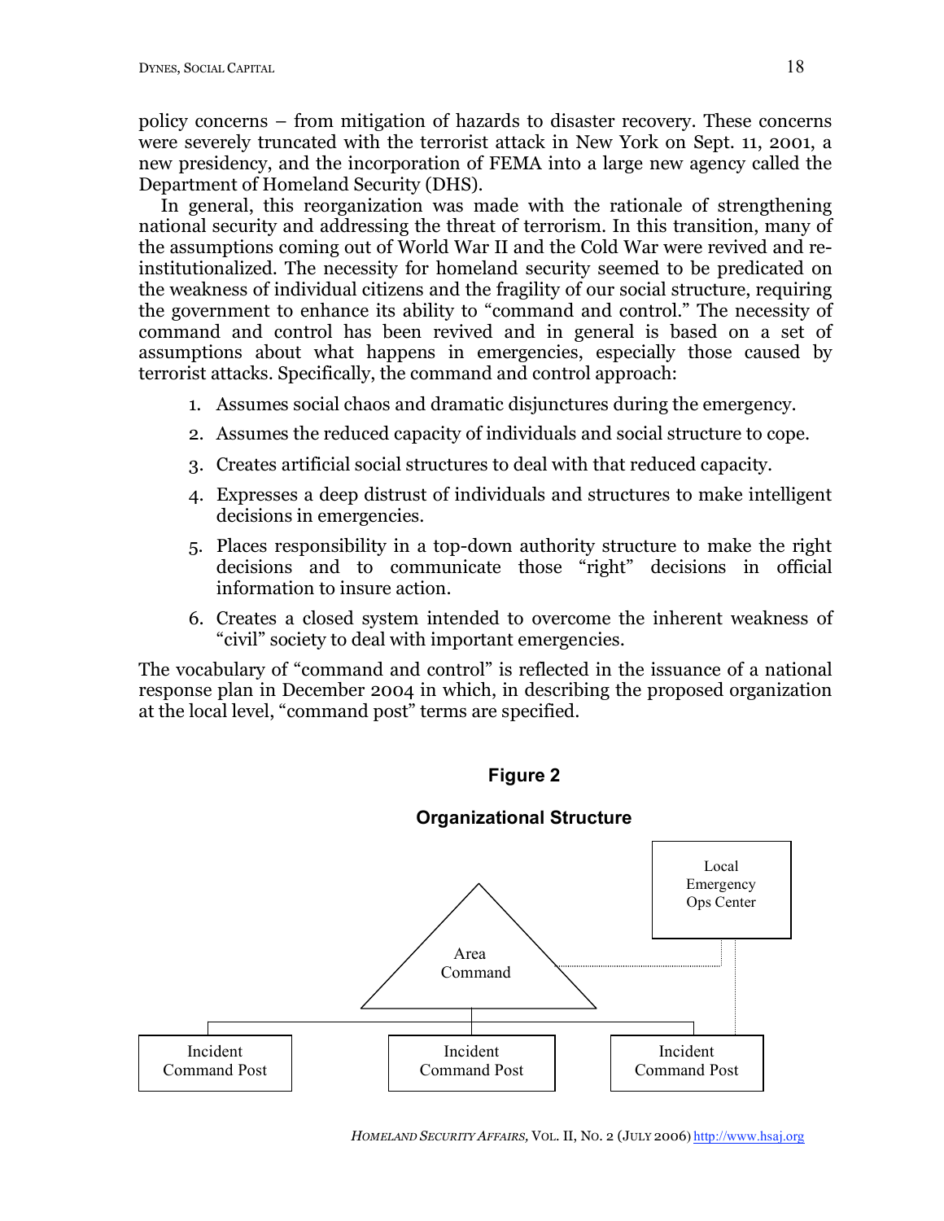policy concerns – from mitigation of hazards to disaster recovery. These concerns were severely truncated with the terrorist attack in New York on Sept. 11, 2001, a new presidency, and the incorporation of FEMA into a large new agency called the Department of Homeland Security (DHS).

In general, this reorganization was made with the rationale of strengthening national security and addressing the threat of terrorism. In this transition, many of the assumptions coming out of World War II and the Cold War were revived and re-institutionalized. The necessity for homeland security seemed to be predicated on the weakness of individual citizens and the fragility of our social structure, requiring the government to enhance its ability to "command and control." The necessity of command and control has been revived and in general is based on a set of assumptions about what happens in emergencies, especially those caused by terrorist attacks. Specifically, the command and control approach:

1. Assumes social chaos and dramatic disjunctures during the emergency.
2. Assumes the reduced capacity of individuals and social structure to cope.
3. Creates artificial social structures to deal with that reduced capacity.
4. Expresses a deep distrust of individuals and structures to make intelligent decisions in emergencies.
5. Places responsibility in a top-down authority structure to make the right decisions and to communicate those "right" decisions in official information to insure action.
6. Creates a closed system intended to overcome the inherent weakness of "civil" society to deal with important emergencies.

The vocabulary of "command and control" is reflected in the issuance of a national response plan in December 2004 in which, in describing the proposed organization at the local level, "command post" terms are specified.

**Figure 2**

**Organizational Structure**

Area Command

Local Emergency Ops Center

Incident Command Post

Incident Command Post

Incident Command Post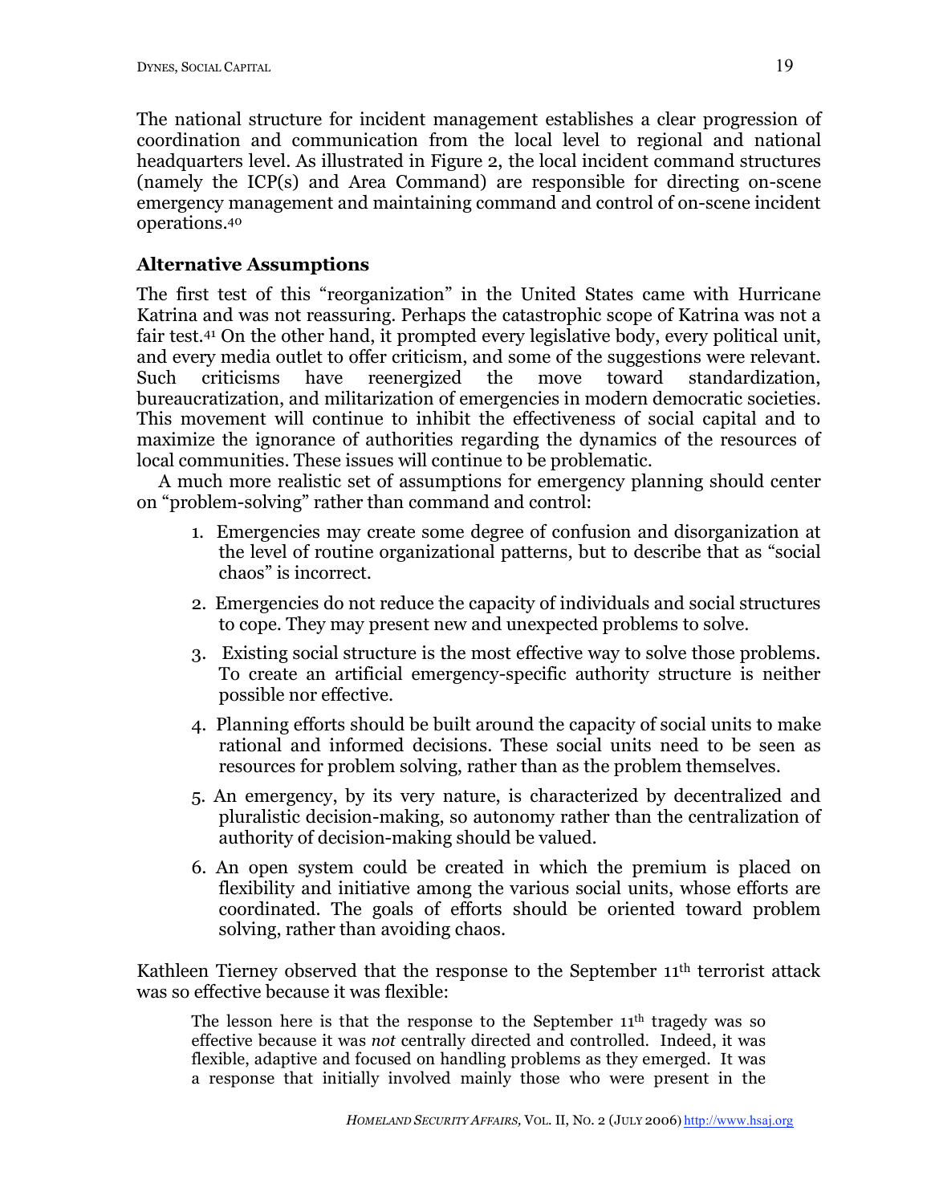The national structure for incident management establishes a clear progression of coordination and communication from the local level to regional and national headquarters level. As illustrated in Figure 2, the local incident command structures (namely the ICP(s) and Area Command) are responsible for directing on-scene emergency management and maintaining command and control of on-scene incident operations.[40]

## Alternative Assumptions

The first test of this "reorganization" in the United States came with Hurricane Katrina and was not reassuring. Perhaps the catastrophic scope of Katrina was not a fair test.[41] On the other hand, it prompted every legislative body, every political unit, and every media outlet to offer criticism, and some of the suggestions were relevant. Such criticisms have reenergized the move toward standardization, bureaucratization, and militarization of emergencies in modern democratic societies. This movement will continue to inhibit the effectiveness of social capital and to maximize the ignorance of authorities regarding the dynamics of the resources of local communities. These issues will continue to be problematic.

A much more realistic set of assumptions for emergency planning should center on "problem-solving" rather than command and control:

1. Emergencies may create some degree of confusion and disorganization at the level of routine organizational patterns, but to describe that as "social chaos" is incorrect.
2. Emergencies do not reduce the capacity of individuals and social structures to cope. They may present new and unexpected problems to solve.
3. Existing social structure is the most effective way to solve those problems. To create an artificial emergency-specific authority structure is neither possible nor effective.
4. Planning efforts should be built around the capacity of social units to make rational and informed decisions. These social units need to be seen as resources for problem solving, rather than as the problem themselves.
5. An emergency, by its very nature, is characterized by decentralized and pluralistic decision-making, so autonomy rather than the centralization of authority of decision-making should be valued.
6. An open system could be created in which the premium is placed on flexibility and initiative among the various social units, whose efforts are coordinated. The goals of efforts should be oriented toward problem solving, rather than avoiding chaos.

Kathleen Tierney observed that the response to the September 11th terrorist attack was so effective because it was flexible:

> The lesson here is that the response to the September 11th tragedy was so effective because it was *not* centrally directed and controlled. Indeed, it was flexible, adaptive and focused on handling problems as they emerged. It was a response that initially involved mainly those who were present in the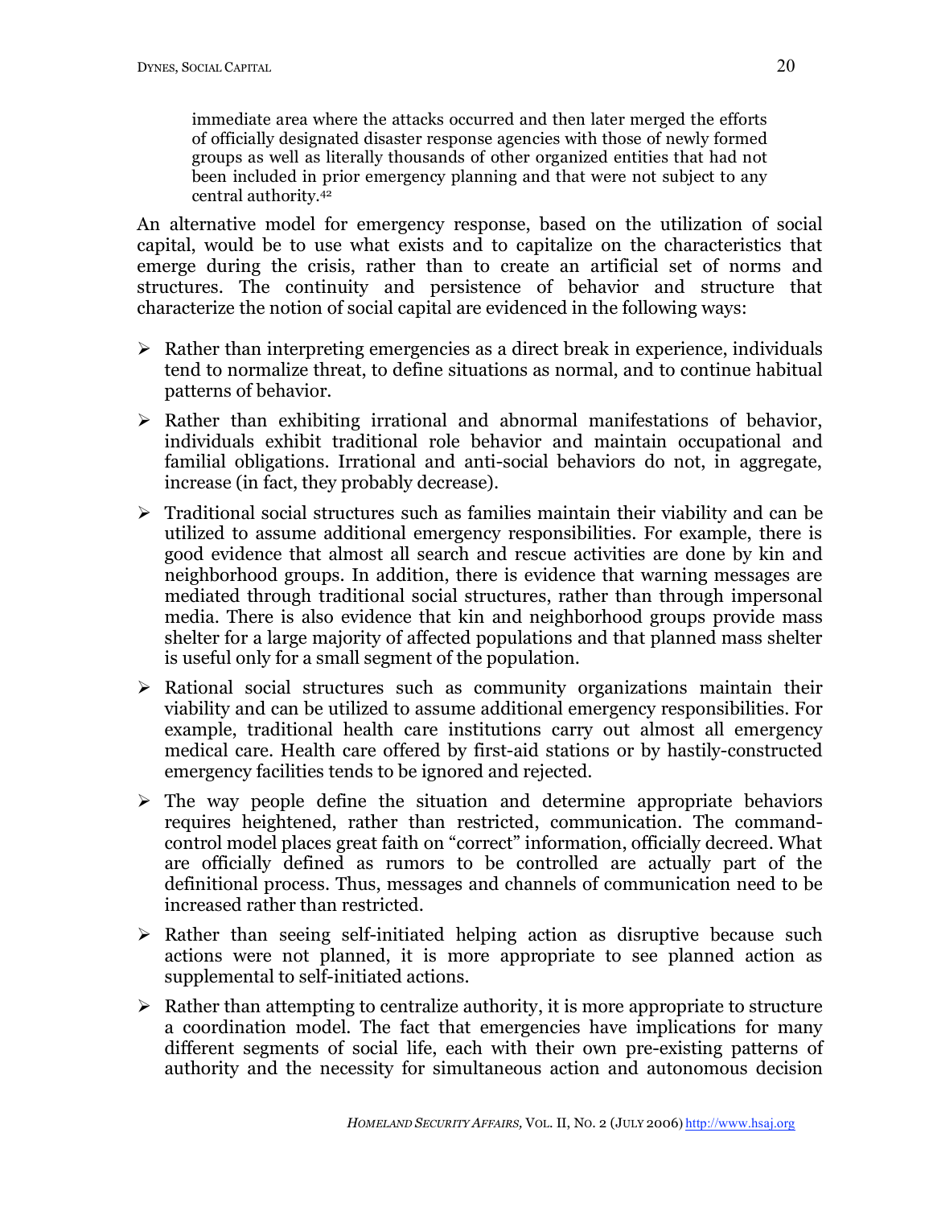> immediate area where the attacks occurred and then later merged the efforts of officially designated disaster response agencies with those of newly formed groups as well as literally thousands of other organized entities that had not been included in prior emergency planning and that were not subject to any central authority.[42]

An alternative model for emergency response, based on the utilization of social capital, would be to use what exists and to capitalize on the characteristics that emerge during the crisis, rather than to create an artificial set of norms and structures. The continuity and persistence of behavior and structure that characterize the notion of social capital are evidenced in the following ways:

- Rather than interpreting emergencies as a direct break in experience, individuals tend to normalize threat, to define situations as normal, and to continue habitual patterns of behavior.
- Rather than exhibiting irrational and abnormal manifestations of behavior, individuals exhibit traditional role behavior and maintain occupational and familial obligations. Irrational and anti-social behaviors do not, in aggregate, increase (in fact, they probably decrease).
- Traditional social structures such as families maintain their viability and can be utilized to assume additional emergency responsibilities. For example, there is good evidence that almost all search and rescue activities are done by kin and neighborhood groups. In addition, there is evidence that warning messages are mediated through traditional social structures, rather than through impersonal media. There is also evidence that kin and neighborhood groups provide mass shelter for a large majority of affected populations and that planned mass shelter is useful only for a small segment of the population.
- Rational social structures such as community organizations maintain their viability and can be utilized to assume additional emergency responsibilities. For example, traditional health care institutions carry out almost all emergency medical care. Health care offered by first-aid stations or by hastily-constructed emergency facilities tends to be ignored and rejected.
- The way people define the situation and determine appropriate behaviors requires heightened, rather than restricted, communication. The command-control model places great faith on "correct" information, officially decreed. What are officially defined as rumors to be controlled are actually part of the definitional process. Thus, messages and channels of communication need to be increased rather than restricted.
- Rather than seeing self-initiated helping action as disruptive because such actions were not planned, it is more appropriate to see planned action as supplemental to self-initiated actions.
- Rather than attempting to centralize authority, it is more appropriate to structure a coordination model. The fact that emergencies have implications for many different segments of social life, each with their own pre-existing patterns of authority and the necessity for simultaneous action and autonomous decision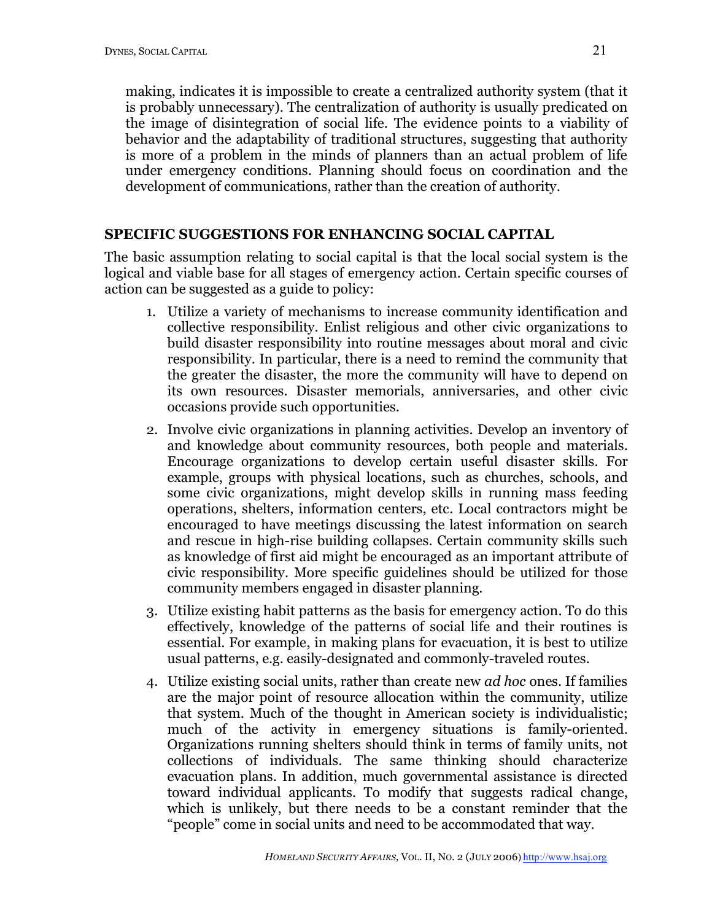making, indicates it is impossible to create a centralized authority system (that it is probably unnecessary). The centralization of authority is usually predicated on the image of disintegration of social life. The evidence points to a viability of behavior and the adaptability of traditional structures, suggesting that authority is more of a problem in the minds of planners than an actual problem of life under emergency conditions. Planning should focus on coordination and the development of communications, rather than the creation of authority.

## SPECIFIC SUGGESTIONS FOR ENHANCING SOCIAL CAPITAL

The basic assumption relating to social capital is that the local social system is the logical and viable base for all stages of emergency action. Certain specific courses of action can be suggested as a guide to policy:

1. Utilize a variety of mechanisms to increase community identification and collective responsibility. Enlist religious and other civic organizations to build disaster responsibility into routine messages about moral and civic responsibility. In particular, there is a need to remind the community that the greater the disaster, the more the community will have to depend on its own resources. Disaster memorials, anniversaries, and other civic occasions provide such opportunities.

2. Involve civic organizations in planning activities. Develop an inventory of and knowledge about community resources, both people and materials. Encourage organizations to develop certain useful disaster skills. For example, groups with physical locations, such as churches, schools, and some civic organizations, might develop skills in running mass feeding operations, shelters, information centers, etc. Local contractors might be encouraged to have meetings discussing the latest information on search and rescue in high-rise building collapses. Certain community skills such as knowledge of first aid might be encouraged as an important attribute of civic responsibility. More specific guidelines should be utilized for those community members engaged in disaster planning.

3. Utilize existing habit patterns as the basis for emergency action. To do this effectively, knowledge of the patterns of social life and their routines is essential. For example, in making plans for evacuation, it is best to utilize usual patterns, e.g. easily-designated and commonly-traveled routes.

4. Utilize existing social units, rather than create new *ad hoc* ones. If families are the major point of resource allocation within the community, utilize that system. Much of the thought in American society is individualistic; much of the activity in emergency situations is family-oriented. Organizations running shelters should think in terms of family units, not collections of individuals. The same thinking should characterize evacuation plans. In addition, much governmental assistance is directed toward individual applicants. To modify that suggests radical change, which is unlikely, but there needs to be a constant reminder that the "people" come in social units and need to be accommodated that way.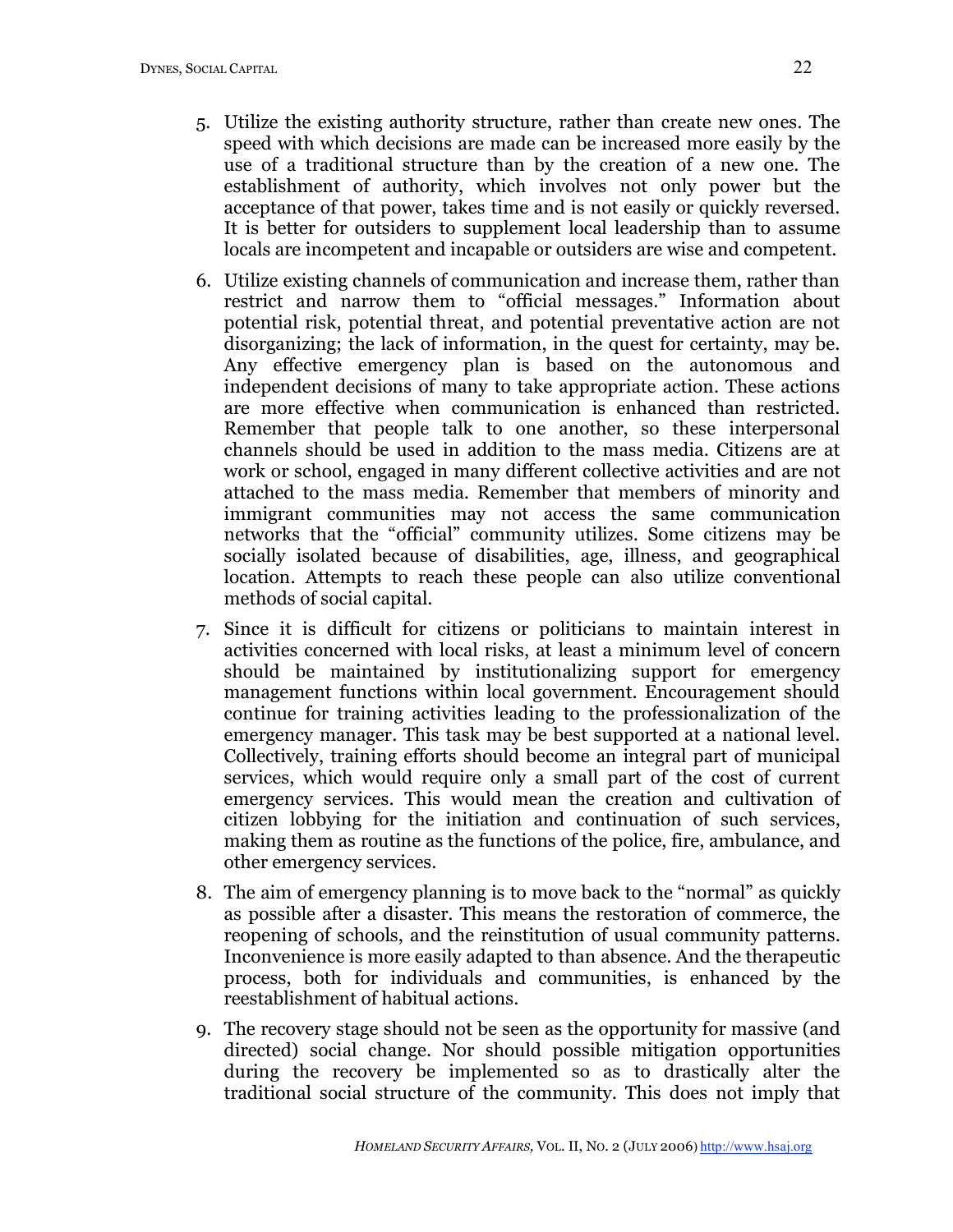5. Utilize the existing authority structure, rather than create new ones. The speed with which decisions are made can be increased more easily by the use of a traditional structure than by the creation of a new one. The establishment of authority, which involves not only power but the acceptance of that power, takes time and is not easily or quickly reversed. It is better for outsiders to supplement local leadership than to assume locals are incompetent and incapable or outsiders are wise and competent.

6. Utilize existing channels of communication and increase them, rather than restrict and narrow them to "official messages." Information about potential risk, potential threat, and potential preventative action are not disorganizing; the lack of information, in the quest for certainty, may be. Any effective emergency plan is based on the autonomous and independent decisions of many to take appropriate action. These actions are more effective when communication is enhanced than restricted. Remember that people talk to one another, so these interpersonal channels should be used in addition to the mass media. Citizens are at work or school, engaged in many different collective activities and are not attached to the mass media. Remember that members of minority and immigrant communities may not access the same communication networks that the "official" community utilizes. Some citizens may be socially isolated because of disabilities, age, illness, and geographical location. Attempts to reach these people can also utilize conventional methods of social capital.

7. Since it is difficult for citizens or politicians to maintain interest in activities concerned with local risks, at least a minimum level of concern should be maintained by institutionalizing support for emergency management functions within local government. Encouragement should continue for training activities leading to the professionalization of the emergency manager. This task may be best supported at a national level. Collectively, training efforts should become an integral part of municipal services, which would require only a small part of the cost of current emergency services. This would mean the creation and cultivation of citizen lobbying for the initiation and continuation of such services, making them as routine as the functions of the police, fire, ambulance, and other emergency services.

8. The aim of emergency planning is to move back to the "normal" as quickly as possible after a disaster. This means the restoration of commerce, the reopening of schools, and the reinstitution of usual community patterns. Inconvenience is more easily adapted to than absence. And the therapeutic process, both for individuals and communities, is enhanced by the reestablishment of habitual actions.

9. The recovery stage should not be seen as the opportunity for massive (and directed) social change. Nor should possible mitigation opportunities during the recovery be implemented so as to drastically alter the traditional social structure of the community. This does not imply that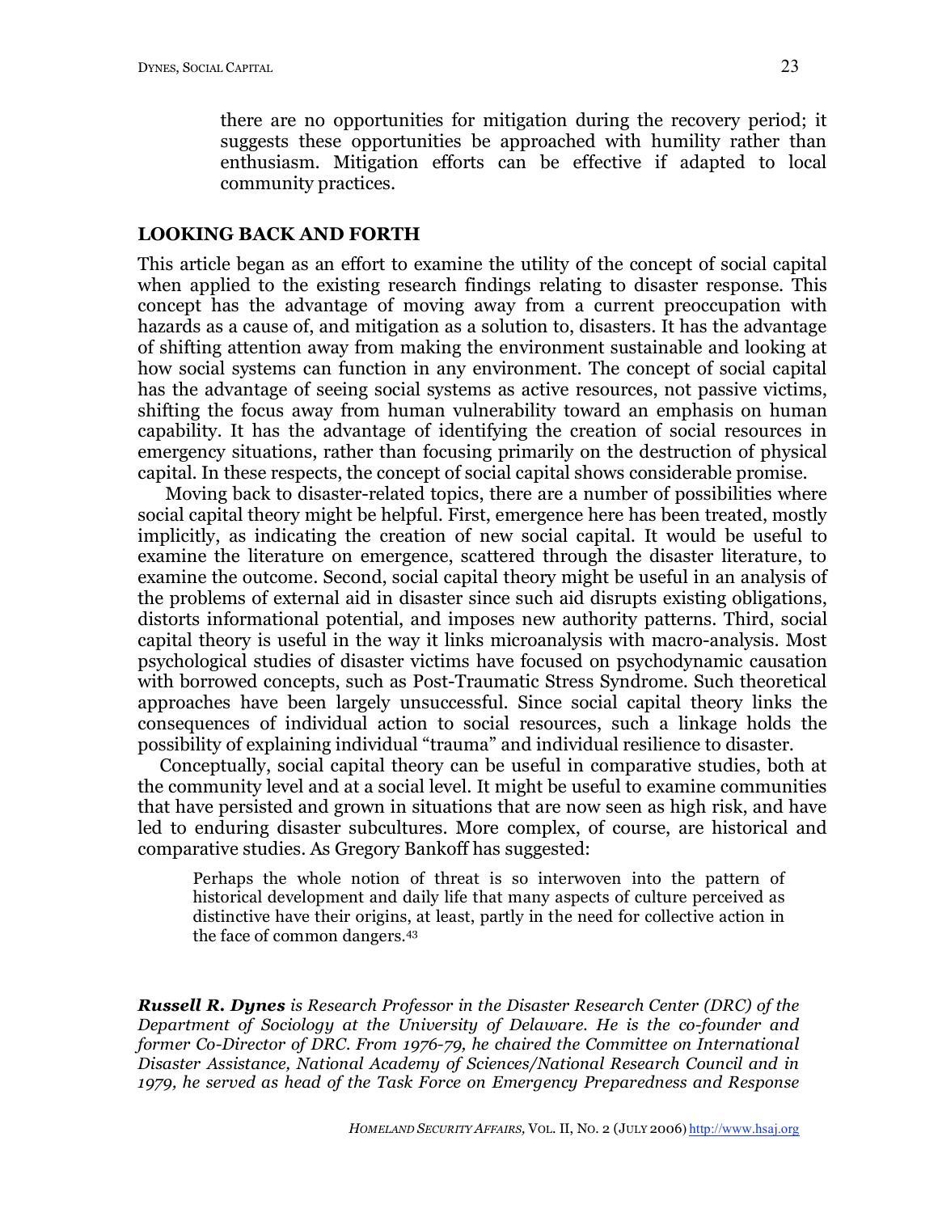there are no opportunities for mitigation during the recovery period; it suggests these opportunities be approached with humility rather than enthusiasm. Mitigation efforts can be effective if adapted to local community practices.

## LOOKING BACK AND FORTH

This article began as an effort to examine the utility of the concept of social capital when applied to the existing research findings relating to disaster response. This concept has the advantage of moving away from a current preoccupation with hazards as a cause of, and mitigation as a solution to, disasters. It has the advantage of shifting attention away from making the environment sustainable and looking at how social systems can function in any environment. The concept of social capital has the advantage of seeing social systems as active resources, not passive victims, shifting the focus away from human vulnerability toward an emphasis on human capability. It has the advantage of identifying the creation of social resources in emergency situations, rather than focusing primarily on the destruction of physical capital. In these respects, the concept of social capital shows considerable promise.

Moving back to disaster-related topics, there are a number of possibilities where social capital theory might be helpful. First, emergence here has been treated, mostly implicitly, as indicating the creation of new social capital. It would be useful to examine the literature on emergence, scattered through the disaster literature, to examine the outcome. Second, social capital theory might be useful in an analysis of the problems of external aid in disaster since such aid disrupts existing obligations, distorts informational potential, and imposes new authority patterns. Third, social capital theory is useful in the way it links microanalysis with macro-analysis. Most psychological studies of disaster victims have focused on psychodynamic causation with borrowed concepts, such as Post-Traumatic Stress Syndrome. Such theoretical approaches have been largely unsuccessful. Since social capital theory links the consequences of individual action to social resources, such a linkage holds the possibility of explaining individual "trauma" and individual resilience to disaster.

Conceptually, social capital theory can be useful in comparative studies, both at the community level and at a social level. It might be useful to examine communities that have persisted and grown in situations that are now seen as high risk, and have led to enduring disaster subcultures. More complex, of course, are historical and comparative studies. As Gregory Bankoff has suggested:

> Perhaps the whole notion of threat is so interwoven into the pattern of historical development and daily life that many aspects of culture perceived as distinctive have their origins, at least, partly in the need for collective action in the face of common dangers.[43]

***Russell R. Dynes*** *is Research Professor in the Disaster Research Center (DRC) of the Department of Sociology at the University of Delaware. He is the co-founder and former Co-Director of DRC. From 1976-79, he chaired the Committee on International Disaster Assistance, National Academy of Sciences/National Research Council and in 1979, he served as head of the Task Force on Emergency Preparedness and Response*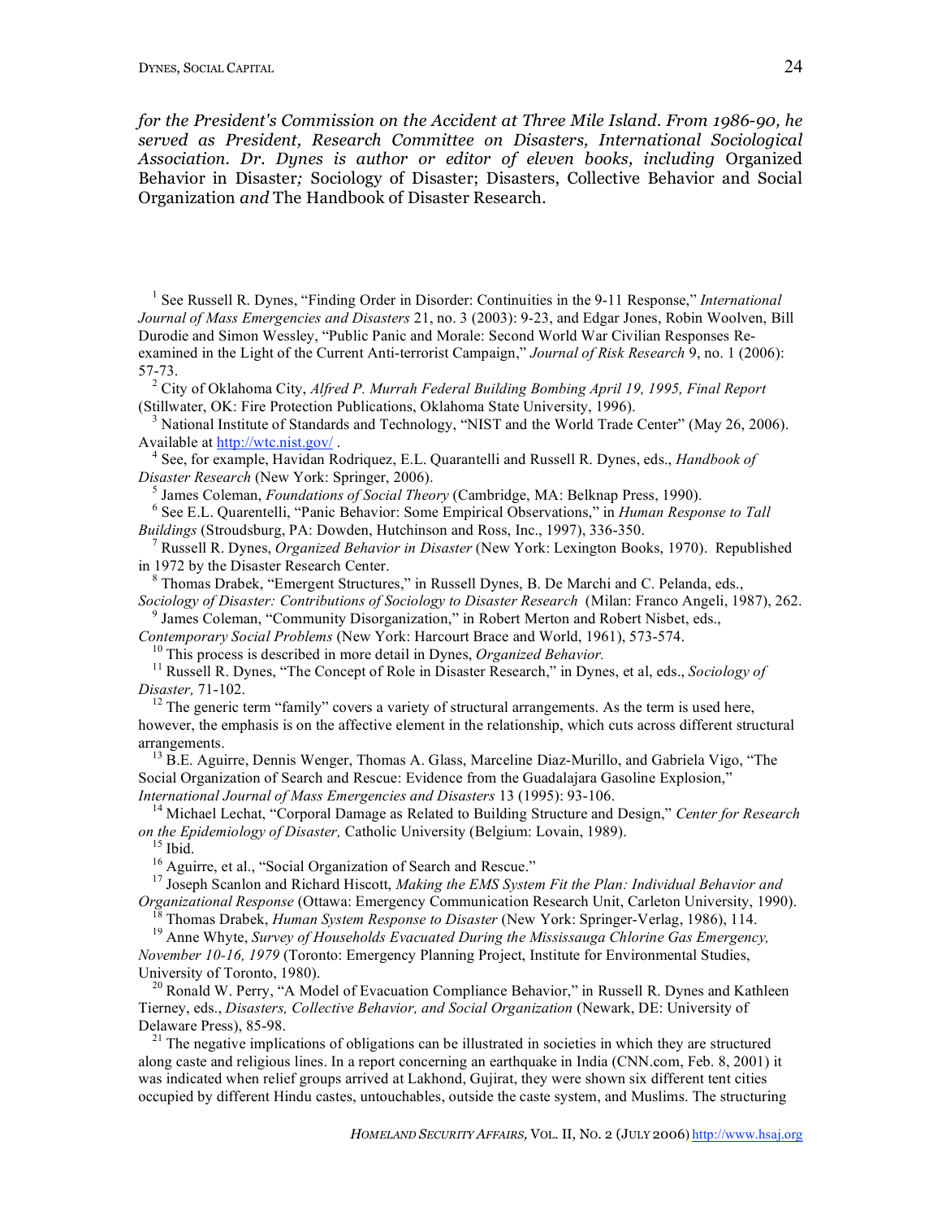*for the President's Commission on the Accident at Three Mile Island. From 1986-90, he served as President, Research Committee on Disasters, International Sociological Association. Dr. Dynes is author or editor of eleven books, including* Organized Behavior in Disaster*;* Sociology of Disaster; Disasters, Collective Behavior and Social Organization *and* The Handbook of Disaster Research.

[1] See Russell R. Dynes, "Finding Order in Disorder: Continuities in the 9-11 Response," *International Journal of Mass Emergencies and Disasters* 21, no. 3 (2003): 9-23, and Edgar Jones, Robin Woolven, Bill Durodie and Simon Wessley, "Public Panic and Morale: Second World War Civilian Responses Re-examined in the Light of the Current Anti-terrorist Campaign," *Journal of Risk Research* 9, no. 1 (2006): 57-73.

[2] City of Oklahoma City, *Alfred P. Murrah Federal Building Bombing April 19, 1995, Final Report* (Stillwater, OK: Fire Protection Publications, Oklahoma State University, 1996).

[3] National Institute of Standards and Technology, "NIST and the World Trade Center" (May 26, 2006). Available at http://wtc.nist.gov/ .

[4] See, for example, Havidan Rodriquez, E.L. Quarantelli and Russell R. Dynes, eds., *Handbook of Disaster Research* (New York: Springer, 2006).

[5] James Coleman, *Foundations of Social Theory* (Cambridge, MA: Belknap Press, 1990).

[6] See E.L. Quarentelli, "Panic Behavior: Some Empirical Observations," in *Human Response to Tall Buildings* (Stroudsburg, PA: Dowden, Hutchinson and Ross, Inc., 1997), 336-350.

[7] Russell R. Dynes, *Organized Behavior in Disaster* (New York: Lexington Books, 1970). Republished in 1972 by the Disaster Research Center.

[8] Thomas Drabek, "Emergent Structures," in Russell Dynes, B. De Marchi and C. Pelanda, eds., *Sociology of Disaster: Contributions of Sociology to Disaster Research* (Milan: Franco Angeli, 1987), 262.

[9] James Coleman, "Community Disorganization," in Robert Merton and Robert Nisbet, eds., *Contemporary Social Problems* (New York: Harcourt Brace and World, 1961), 573-574.

[10] This process is described in more detail in Dynes, *Organized Behavior.*

[11] Russell R. Dynes, "The Concept of Role in Disaster Research," in Dynes, et al, eds., *Sociology of Disaster,* 71-102.

[12] The generic term "family" covers a variety of structural arrangements. As the term is used here, however, the emphasis is on the affective element in the relationship, which cuts across different structural arrangements.

[13] B.E. Aguirre, Dennis Wenger, Thomas A. Glass, Marceline Diaz-Murillo, and Gabriela Vigo, "The Social Organization of Search and Rescue: Evidence from the Guadalajara Gasoline Explosion," *International Journal of Mass Emergencies and Disasters* 13 (1995): 93-106.

[14] Michael Lechat, "Corporal Damage as Related to Building Structure and Design," *Center for Research on the Epidemiology of Disaster,* Catholic University (Belgium: Lovain, 1989).

[15] Ibid.

[16] Aguirre, et al., "Social Organization of Search and Rescue."

[17] Joseph Scanlon and Richard Hiscott, *Making the EMS System Fit the Plan: Individual Behavior and Organizational Response* (Ottawa: Emergency Communication Research Unit, Carleton University, 1990).

[18] Thomas Drabek, *Human System Response to Disaster* (New York: Springer-Verlag, 1986), 114.

[19] Anne Whyte, *Survey of Households Evacuated During the Mississauga Chlorine Gas Emergency, November 10-16, 1979* (Toronto: Emergency Planning Project, Institute for Environmental Studies, University of Toronto, 1980).

[20] Ronald W. Perry, "A Model of Evacuation Compliance Behavior," in Russell R. Dynes and Kathleen Tierney, eds., *Disasters, Collective Behavior, and Social Organization* (Newark, DE: University of Delaware Press), 85-98.

[21] The negative implications of obligations can be illustrated in societies in which they are structured along caste and religious lines. In a report concerning an earthquake in India (CNN.com, Feb. 8, 2001) it was indicated when relief groups arrived at Lakhond, Gujirat, they were shown six different tent cities occupied by different Hindu castes, untouchables, outside the caste system, and Muslims. The structuring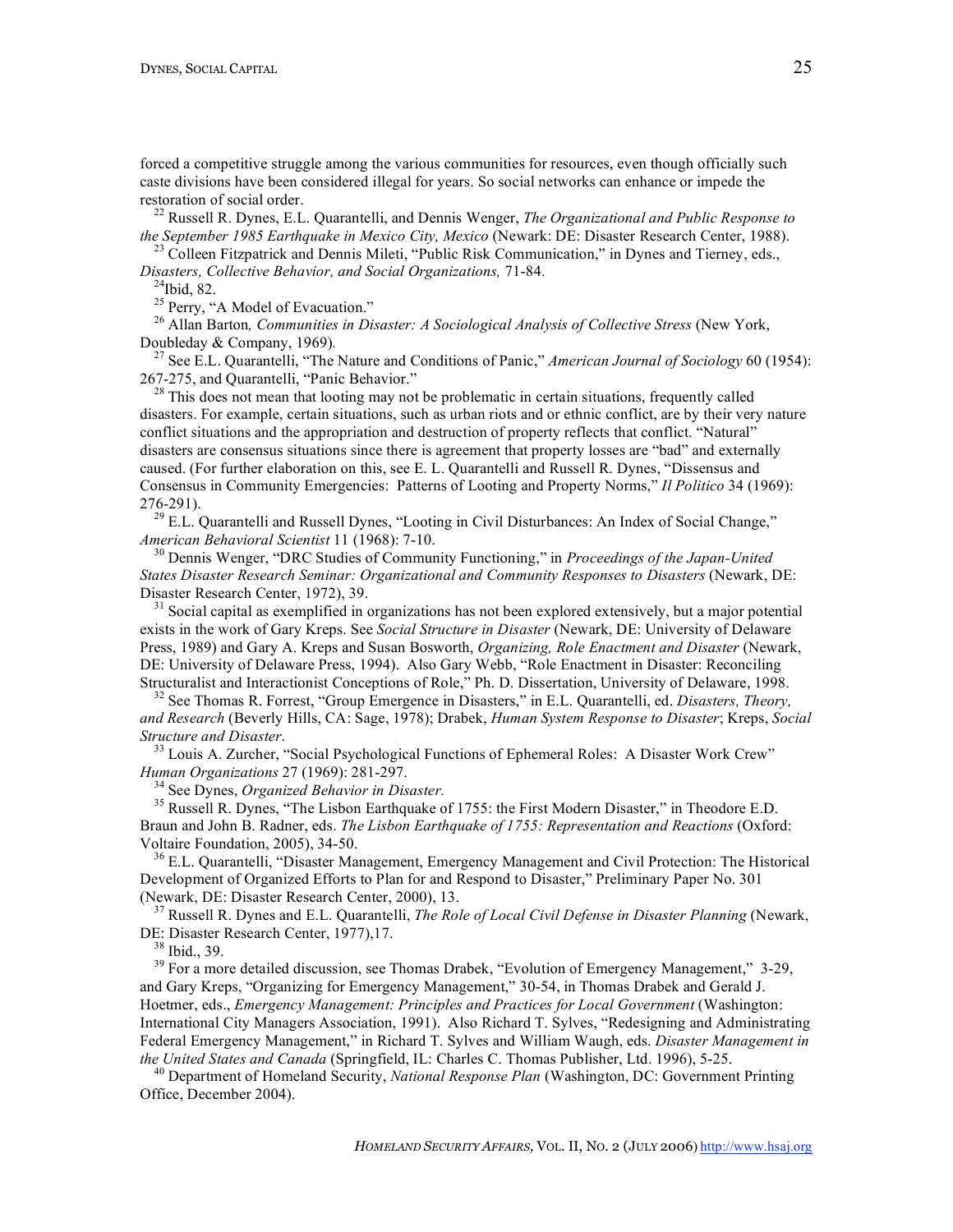forced a competitive struggle among the various communities for resources, even though officially such caste divisions have been considered illegal for years. So social networks can enhance or impede the restoration of social order.

[22] Russell R. Dynes, E.L. Quarantelli, and Dennis Wenger, *The Organizational and Public Response to the September 1985 Earthquake in Mexico City, Mexico* (Newark: DE: Disaster Research Center, 1988).

[23] Colleen Fitzpatrick and Dennis Mileti, "Public Risk Communication," in Dynes and Tierney, eds., *Disasters, Collective Behavior, and Social Organizations,* 71-84.

[24]Ibid, 82.

[25] Perry, "A Model of Evacuation."

[26] Allan Barton*, Communities in Disaster: A Sociological Analysis of Collective Stress* (New York, Doubleday & Company, 1969).

[27] See E.L. Quarantelli, "The Nature and Conditions of Panic," *American Journal of Sociology* 60 (1954): 267-275, and Quarantelli, "Panic Behavior."

[28] This does not mean that looting may not be problematic in certain situations, frequently called disasters. For example, certain situations, such as urban riots and or ethnic conflict, are by their very nature conflict situations and the appropriation and destruction of property reflects that conflict. "Natural" disasters are consensus situations since there is agreement that property losses are "bad" and externally caused. (For further elaboration on this, see E. L. Quarantelli and Russell R. Dynes, "Dissensus and Consensus in Community Emergencies: Patterns of Looting and Property Norms," *Il Politico* 34 (1969): 276-291).

[29] E.L. Quarantelli and Russell Dynes, "Looting in Civil Disturbances: An Index of Social Change," *American Behavioral Scientist* 11 (1968): 7-10.

[30] Dennis Wenger, "DRC Studies of Community Functioning," in *Proceedings of the Japan-United States Disaster Research Seminar: Organizational and Community Responses to Disasters* (Newark, DE: Disaster Research Center, 1972), 39.

[31] Social capital as exemplified in organizations has not been explored extensively, but a major potential exists in the work of Gary Kreps. See *Social Structure in Disaster* (Newark, DE: University of Delaware Press, 1989) and Gary A. Kreps and Susan Bosworth, *Organizing, Role Enactment and Disaster* (Newark, DE: University of Delaware Press, 1994). Also Gary Webb, "Role Enactment in Disaster: Reconciling Structuralist and Interactionist Conceptions of Role," Ph. D. Dissertation, University of Delaware, 1998.

[32] See Thomas R. Forrest, "Group Emergence in Disasters," in E.L. Quarantelli, ed. *Disasters, Theory, and Research* (Beverly Hills, CA: Sage, 1978); Drabek, *Human System Response to Disaster*; Kreps, *Social Structure and Disaster*.

[33] Louis A. Zurcher, "Social Psychological Functions of Ephemeral Roles: A Disaster Work Crew" *Human Organizations* 27 (1969): 281-297.

[34] See Dynes, *Organized Behavior in Disaster.*

[35] Russell R. Dynes, "The Lisbon Earthquake of 1755: the First Modern Disaster," in Theodore E.D. Braun and John B. Radner, eds. *The Lisbon Earthquake of 1755: Representation and Reactions* (Oxford: Voltaire Foundation, 2005), 34-50.

[36] E.L. Quarantelli, "Disaster Management, Emergency Management and Civil Protection: The Historical Development of Organized Efforts to Plan for and Respond to Disaster," Preliminary Paper No. 301 (Newark, DE: Disaster Research Center, 2000), 13.

[37] Russell R. Dynes and E.L. Quarantelli, *The Role of Local Civil Defense in Disaster Planning* (Newark, DE: Disaster Research Center, 1977),17.

[38] Ibid., 39.

[39] For a more detailed discussion, see Thomas Drabek, "Evolution of Emergency Management," 3-29, and Gary Kreps, "Organizing for Emergency Management," 30-54, in Thomas Drabek and Gerald J. Hoetmer, eds., *Emergency Management: Principles and Practices for Local Government* (Washington: International City Managers Association, 1991). Also Richard T. Sylves, "Redesigning and Administrating Federal Emergency Management," in Richard T. Sylves and William Waugh, eds. *Disaster Management in the United States and Canada* (Springfield, IL: Charles C. Thomas Publisher, Ltd. 1996), 5-25.

[40] Department of Homeland Security, *National Response Plan* (Washington, DC: Government Printing Office, December 2004).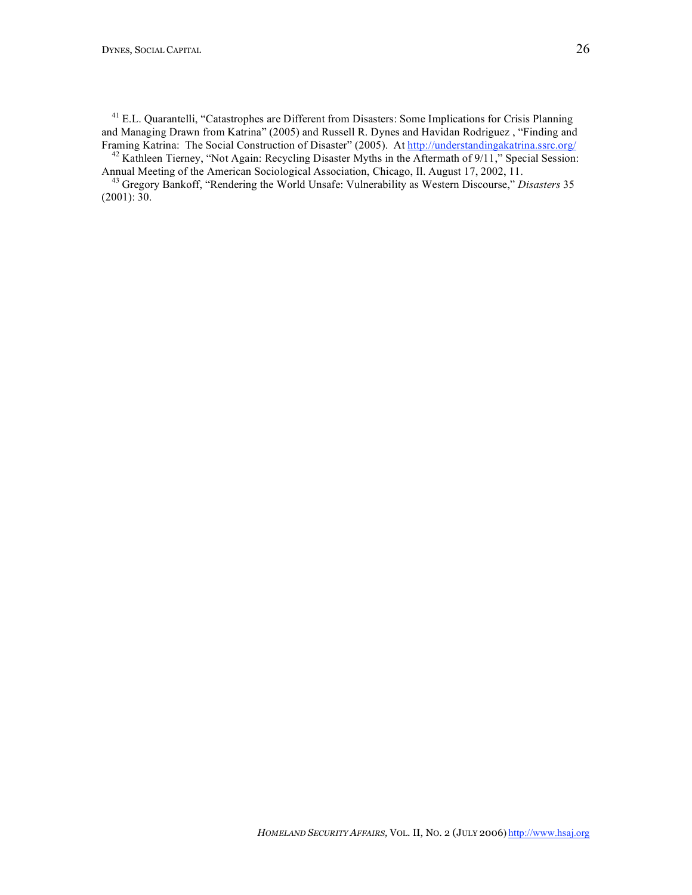[41] E.L. Quarantelli, "Catastrophes are Different from Disasters: Some Implications for Crisis Planning and Managing Drawn from Katrina" (2005) and Russell R. Dynes and Havidan Rodriguez , "Finding and Framing Katrina: The Social Construction of Disaster" (2005). At http://understandingakatrina.ssrc.org/

[42] Kathleen Tierney, "Not Again: Recycling Disaster Myths in the Aftermath of 9/11," Special Session: Annual Meeting of the American Sociological Association, Chicago, Il. August 17, 2002, 11.

[43] Gregory Bankoff, "Rendering the World Unsafe: Vulnerability as Western Discourse," *Disasters* 35 (2001): 30.